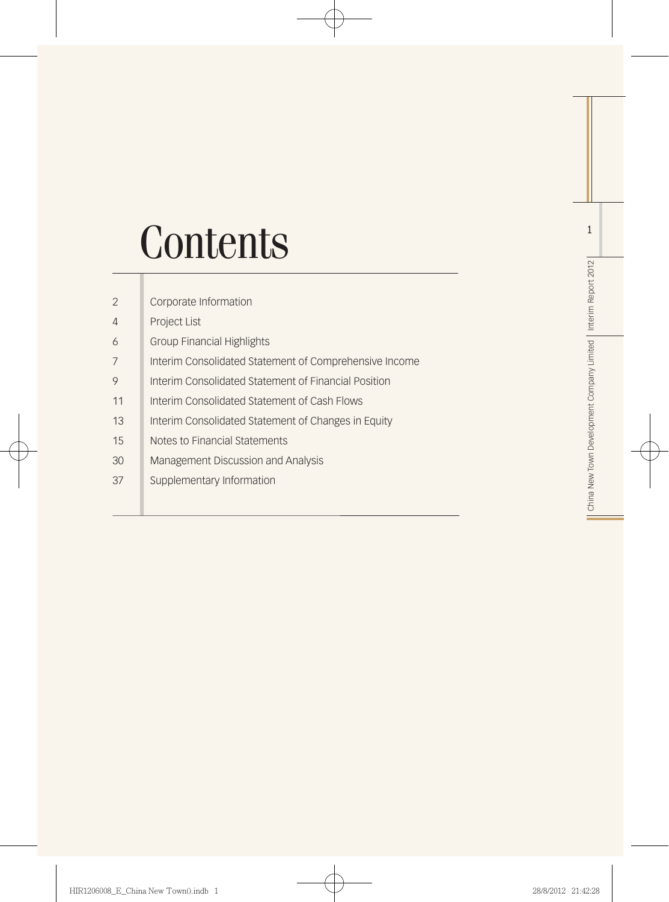# Contents

| | |
|---|---|
| 2 | Corporate Information |
| 4 | Project List |
| 6 | Group Financial Highlights |
| 7 | Interim Consolidated Statement of Comprehensive Income |
| 9 | Interim Consolidated Statement of Financial Position |
| 11 | Interim Consolidated Statement of Cash Flows |
| 13 | Interim Consolidated Statement of Changes in Equity |
| 15 | Notes to Financial Statements |
| 30 | Management Discussion and Analysis |
| 37 | Supplementary Information |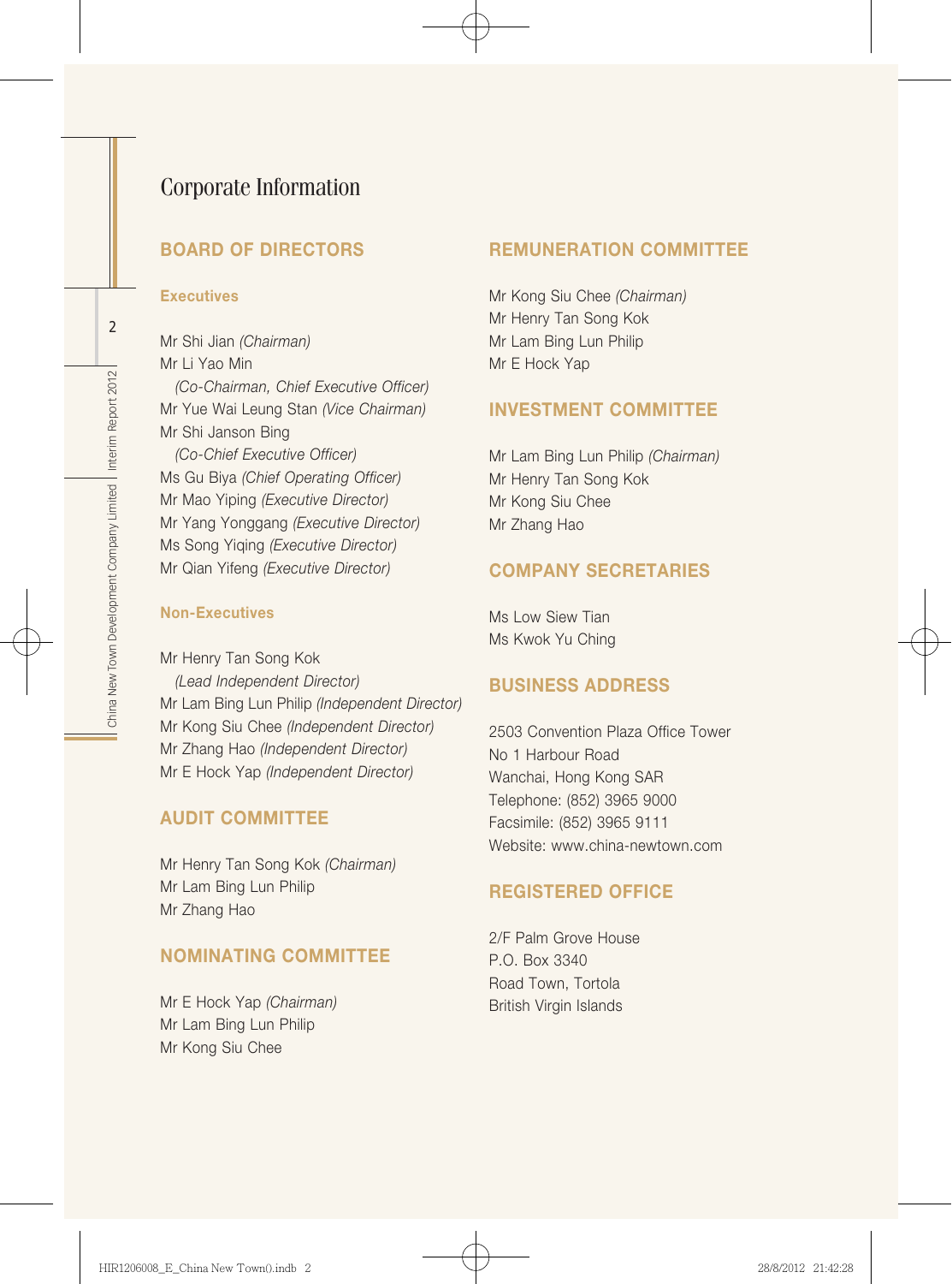# Corporate Information

## BOARD OF DIRECTORS

### Executives

Mr Shi Jian *(Chairman)*
Mr Li Yao Min
*(Co-Chairman, Chief Executive Officer)*
Mr Yue Wai Leung Stan *(Vice Chairman)*
Mr Shi Janson Bing
*(Co-Chief Executive Officer)*
Ms Gu Biya *(Chief Operating Officer)*
Mr Mao Yiping *(Executive Director)*
Mr Yang Yonggang *(Executive Director)*
Ms Song Yiqing *(Executive Director)*
Mr Qian Yifeng *(Executive Director)*

### Non-Executives

Mr Henry Tan Song Kok
*(Lead Independent Director)*
Mr Lam Bing Lun Philip *(Independent Director)*
Mr Kong Siu Chee *(Independent Director)*
Mr Zhang Hao *(Independent Director)*
Mr E Hock Yap *(Independent Director)*

## AUDIT COMMITTEE

Mr Henry Tan Song Kok *(Chairman)*
Mr Lam Bing Lun Philip
Mr Zhang Hao

## NOMINATING COMMITTEE

Mr E Hock Yap *(Chairman)*
Mr Lam Bing Lun Philip
Mr Kong Siu Chee

## REMUNERATION COMMITTEE

Mr Kong Siu Chee *(Chairman)*
Mr Henry Tan Song Kok
Mr Lam Bing Lun Philip
Mr E Hock Yap

## INVESTMENT COMMITTEE

Mr Lam Bing Lun Philip *(Chairman)*
Mr Henry Tan Song Kok
Mr Kong Siu Chee
Mr Zhang Hao

## COMPANY SECRETARIES

Ms Low Siew Tian
Ms Kwok Yu Ching

## BUSINESS ADDRESS

2503 Convention Plaza Office Tower
No 1 Harbour Road
Wanchai, Hong Kong SAR
Telephone: (852) 3965 9000
Facsimile: (852) 3965 9111
Website: www.china-newtown.com

## REGISTERED OFFICE

2/F Palm Grove House
P.O. Box 3340
Road Town, Tortola
British Virgin Islands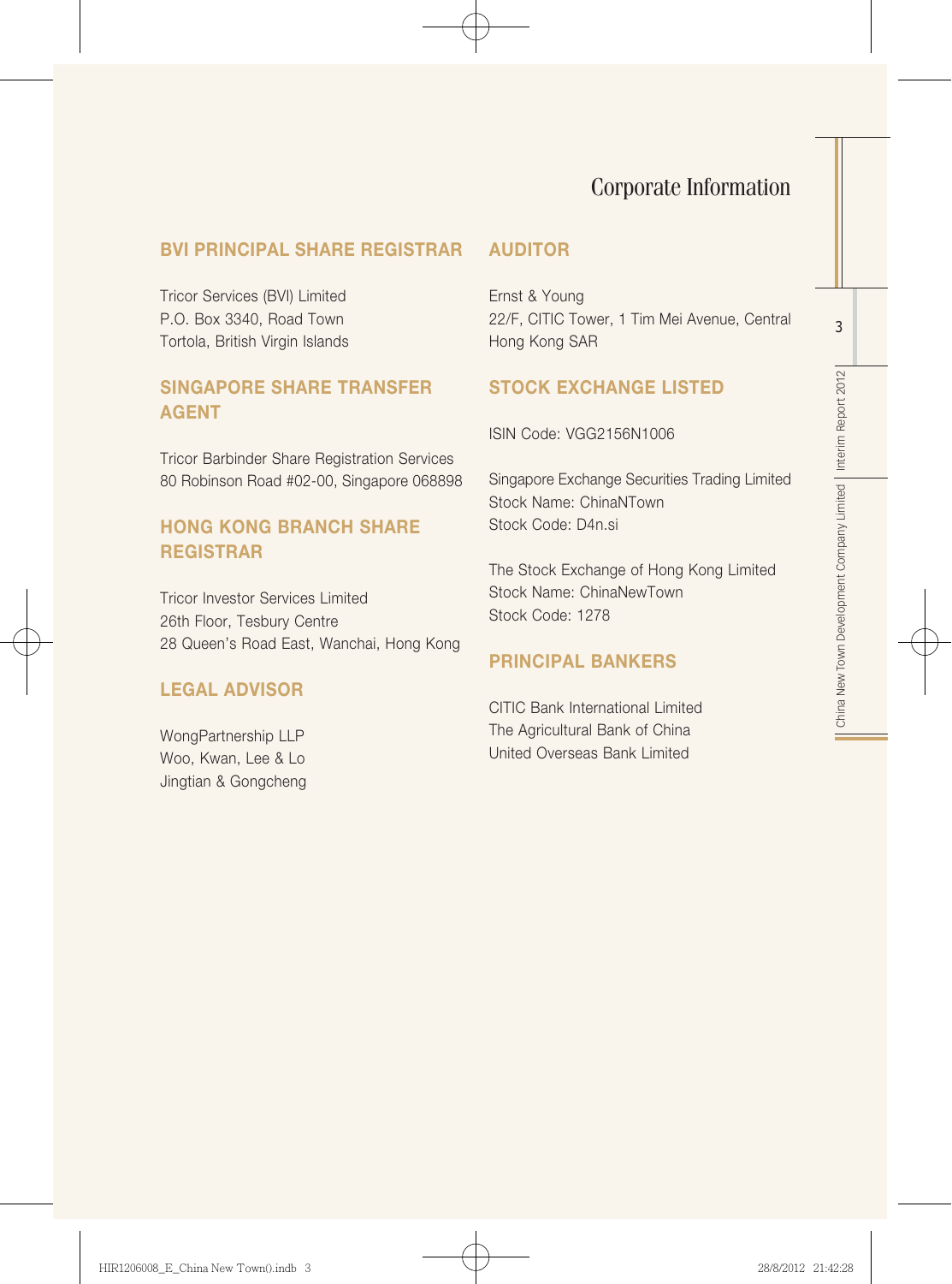# Corporate Information

## BVI PRINCIPAL SHARE REGISTRAR

Tricor Services (BVI) Limited
P.O. Box 3340, Road Town
Tortola, British Virgin Islands

## SINGAPORE SHARE TRANSFER AGENT

Tricor Barbinder Share Registration Services
80 Robinson Road #02-00, Singapore 068898

## HONG KONG BRANCH SHARE REGISTRAR

Tricor Investor Services Limited
26th Floor, Tesbury Centre
28 Queen's Road East, Wanchai, Hong Kong

## LEGAL ADVISOR

WongPartnership LLP
Woo, Kwan, Lee & Lo
Jingtian & Gongcheng

## AUDITOR

Ernst & Young
22/F, CITIC Tower, 1 Tim Mei Avenue, Central
Hong Kong SAR

## STOCK EXCHANGE LISTED

ISIN Code: VGG2156N1006

Singapore Exchange Securities Trading Limited
Stock Name: ChinaNTown
Stock Code: D4n.si

The Stock Exchange of Hong Kong Limited
Stock Name: ChinaNewTown
Stock Code: 1278

## PRINCIPAL BANKERS

CITIC Bank International Limited
The Agricultural Bank of China
United Overseas Bank Limited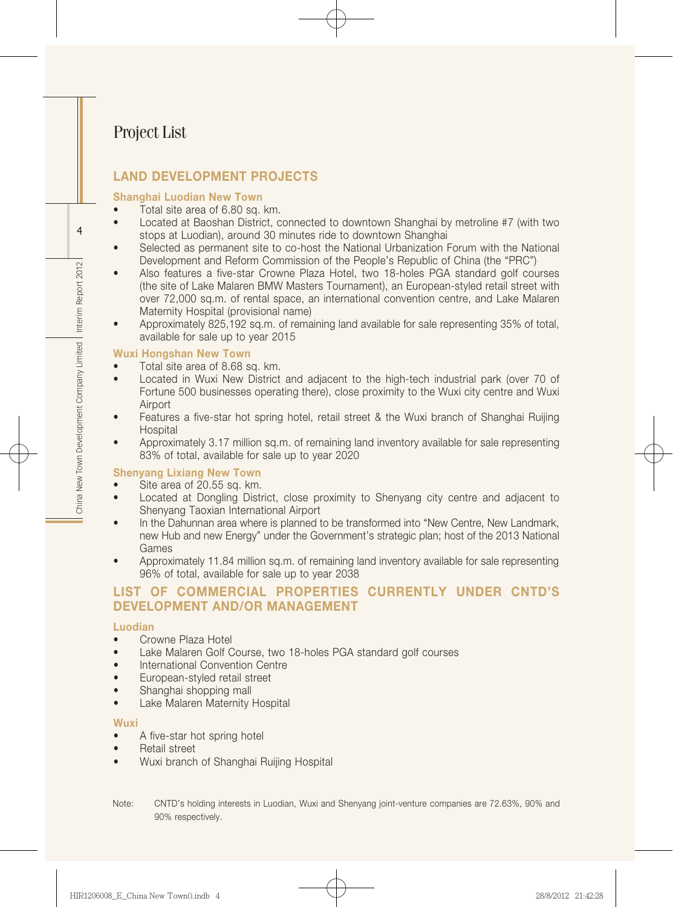# Project List

## LAND DEVELOPMENT PROJECTS

### Shanghai Luodian New Town

- Total site area of 6.80 sq. km.
- Located at Baoshan District, connected to downtown Shanghai by metroline #7 (with two stops at Luodian), around 30 minutes ride to downtown Shanghai
- Selected as permanent site to co-host the National Urbanization Forum with the National Development and Reform Commission of the People's Republic of China (the "PRC")
- Also features a five-star Crowne Plaza Hotel, two 18-holes PGA standard golf courses (the site of Lake Malaren BMW Masters Tournament), an European-styled retail street with over 72,000 sq.m. of rental space, an international convention centre, and Lake Malaren Maternity Hospital (provisional name)
- Approximately 825,192 sq.m. of remaining land available for sale representing 35% of total, available for sale up to year 2015

### Wuxi Hongshan New Town

- Total site area of 8.68 sq. km.
- Located in Wuxi New District and adjacent to the high-tech industrial park (over 70 of Fortune 500 businesses operating there), close proximity to the Wuxi city centre and Wuxi Airport
- Features a five-star hot spring hotel, retail street & the Wuxi branch of Shanghai Ruijing Hospital
- Approximately 3.17 million sq.m. of remaining land inventory available for sale representing 83% of total, available for sale up to year 2020

### Shenyang Lixiang New Town

- Site area of 20.55 sq. km.
- Located at Dongling District, close proximity to Shenyang city centre and adjacent to Shenyang Taoxian International Airport
- In the Dahunnan area where is planned to be transformed into "New Centre, New Landmark, new Hub and new Energy" under the Government's strategic plan; host of the 2013 National Games
- Approximately 11.84 million sq.m. of remaining land inventory available for sale representing 96% of total, available for sale up to year 2038

## LIST OF COMMERCIAL PROPERTIES CURRENTLY UNDER CNTD'S DEVELOPMENT AND/OR MANAGEMENT

### Luodian

- Crowne Plaza Hotel
- Lake Malaren Golf Course, two 18-holes PGA standard golf courses
- International Convention Centre
- European-styled retail street
- Shanghai shopping mall
- Lake Malaren Maternity Hospital

### Wuxi

- A five-star hot spring hotel
- Retail street
- Wuxi branch of Shanghai Ruijing Hospital

Note: CNTD's holding interests in Luodian, Wuxi and Shenyang joint-venture companies are 72.63%, 90% and 90% respectively.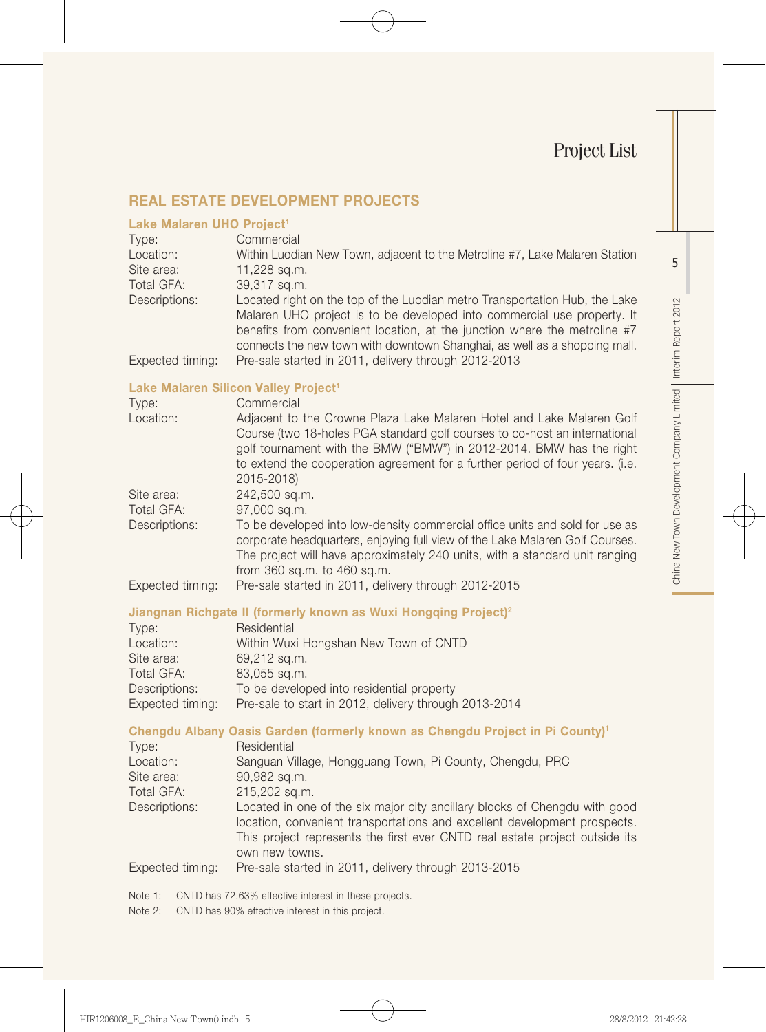# Project List

## REAL ESTATE DEVELOPMENT PROJECTS

### Lake Malaren UHO Project[1]

| | |
|---|---|
| Type: | Commercial |
| Location: | Within Luodian New Town, adjacent to the Metroline #7, Lake Malaren Station |
| Site area: | 11,228 sq.m. |
| Total GFA: | 39,317 sq.m. |
| Descriptions: | Located right on the top of the Luodian metro Transportation Hub, the Lake Malaren UHO project is to be developed into commercial use property. It benefits from convenient location, at the junction where the metroline #7 connects the new town with downtown Shanghai, as well as a shopping mall. |
| Expected timing: | Pre-sale started in 2011, delivery through 2012-2013 |

### Lake Malaren Silicon Valley Project[1]

| | |
|---|---|
| Type: | Commercial |
| Location: | Adjacent to the Crowne Plaza Lake Malaren Hotel and Lake Malaren Golf Course (two 18-holes PGA standard golf courses to co-host an international golf tournament with the BMW ("BMW") in 2012-2014. BMW has the right to extend the cooperation agreement for a further period of four years. (i.e. 2015-2018) |
| Site area: | 242,500 sq.m. |
| Total GFA: | 97,000 sq.m. |
| Descriptions: | To be developed into low-density commercial office units and sold for use as corporate headquarters, enjoying full view of the Lake Malaren Golf Courses. The project will have approximately 240 units, with a standard unit ranging from 360 sq.m. to 460 sq.m. |
| Expected timing: | Pre-sale started in 2011, delivery through 2012-2015 |

### Jiangnan Richgate II (formerly known as Wuxi Hongqing Project)[2]

| | |
|---|---|
| Type: | Residential |
| Location: | Within Wuxi Hongshan New Town of CNTD |
| Site area: | 69,212 sq.m. |
| Total GFA: | 83,055 sq.m. |
| Descriptions: | To be developed into residential property |
| Expected timing: | Pre-sale to start in 2012, delivery through 2013-2014 |

### Chengdu Albany Oasis Garden (formerly known as Chengdu Project in Pi County)[1]

| | |
|---|---|
| Type: | Residential |
| Location: | Sanguan Village, Hongguang Town, Pi County, Chengdu, PRC |
| Site area: | 90,982 sq.m. |
| Total GFA: | 215,202 sq.m. |
| Descriptions: | Located in one of the six major city ancillary blocks of Chengdu with good location, convenient transportations and excellent development prospects. This project represents the first ever CNTD real estate project outside its own new towns. |
| Expected timing: | Pre-sale started in 2011, delivery through 2013-2015 |

Note 1: CNTD has 72.63% effective interest in these projects.

Note 2: CNTD has 90% effective interest in this project.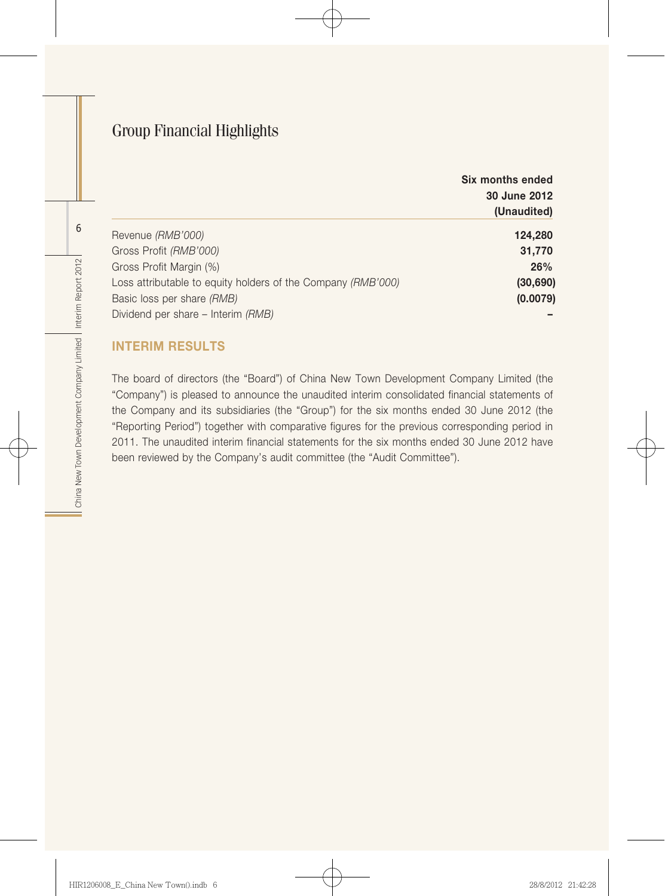# Group Financial Highlights

| | Six months ended 30 June 2012 (Unaudited) |
|---|---|
| Revenue *(RMB'000)* | **124,280** |
| Gross Profit *(RMB'000)* | **31,770** |
| Gross Profit Margin (%) | **26%** |
| Loss attributable to equity holders of the Company *(RMB'000)* | **(30,690)** |
| Basic loss per share *(RMB)* | **(0.0079)** |
| Dividend per share – Interim *(RMB)* | **–** |

## INTERIM RESULTS

The board of directors (the "Board") of China New Town Development Company Limited (the "Company") is pleased to announce the unaudited interim consolidated financial statements of the Company and its subsidiaries (the "Group") for the six months ended 30 June 2012 (the "Reporting Period") together with comparative figures for the previous corresponding period in 2011. The unaudited interim financial statements for the six months ended 30 June 2012 have been reviewed by the Company's audit committee (the "Audit Committee").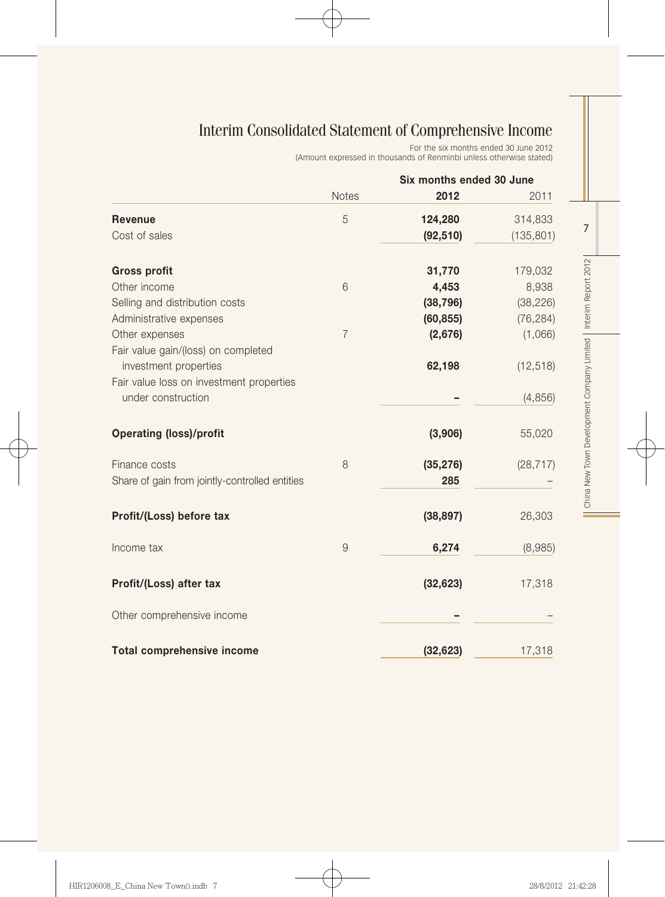# Interim Consolidated Statement of Comprehensive Income

For the six months ended 30 June 2012
(Amount expressed in thousands of Renminbi unless otherwise stated)

| | Notes | Six months ended 30 June 2012 | 2011 |
|---|---|---|---|
| **Revenue** | 5 | **124,280** | 314,833 |
| Cost of sales | | **(92,510)** | (135,801) |
| **Gross profit** | | **31,770** | 179,032 |
| Other income | 6 | **4,453** | 8,938 |
| Selling and distribution costs | | **(38,796)** | (38,226) |
| Administrative expenses | | **(60,855)** | (76,284) |
| Other expenses | 7 | **(2,676)** | (1,066) |
| Fair value gain/(loss) on completed investment properties | | **62,198** | (12,518) |
| Fair value loss on investment properties under construction | | **–** | (4,856) |
| **Operating (loss)/profit** | | **(3,906)** | 55,020 |
| Finance costs | 8 | **(35,276)** | (28,717) |
| Share of gain from jointly-controlled entities | | **285** | – |
| **Profit/(Loss) before tax** | | **(38,897)** | 26,303 |
| Income tax | 9 | **6,274** | (8,985) |
| **Profit/(Loss) after tax** | | **(32,623)** | 17,318 |
| Other comprehensive income | | **–** | – |
| **Total comprehensive income** | | **(32,623)** | 17,318 |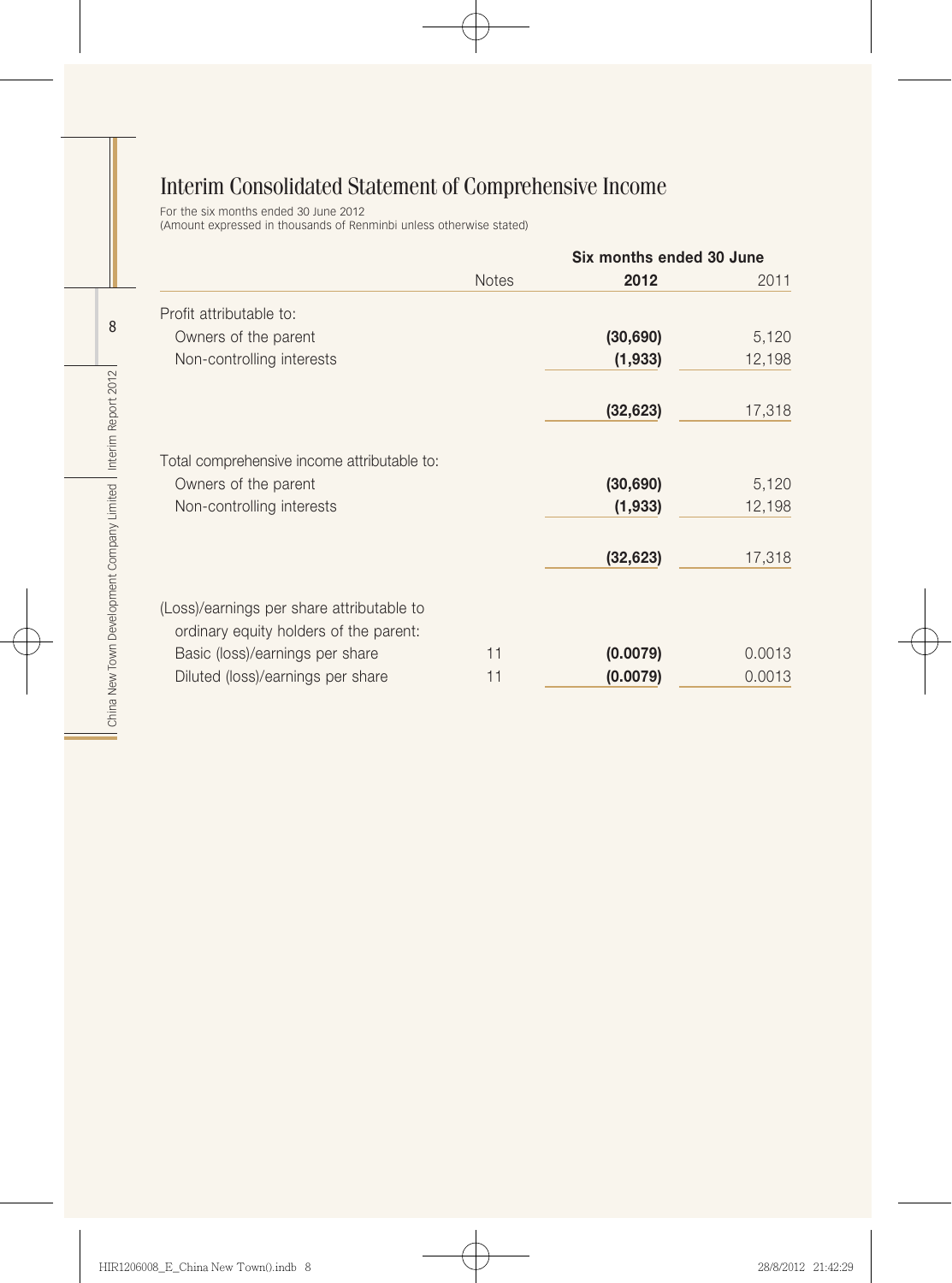# Interim Consolidated Statement of Comprehensive Income

For the six months ended 30 June 2012
(Amount expressed in thousands of Renminbi unless otherwise stated)

| | Notes | Six months ended 30 June | |
|---|---|---|---|
| | | **2012** | 2011 |
| Profit attributable to: | | | |
| Owners of the parent | | **(30,690)** | 5,120 |
| Non-controlling interests | | **(1,933)** | 12,198 |
| | | **(32,623)** | 17,318 |
| Total comprehensive income attributable to: | | | |
| Owners of the parent | | **(30,690)** | 5,120 |
| Non-controlling interests | | **(1,933)** | 12,198 |
| | | **(32,623)** | 17,318 |
| (Loss)/earnings per share attributable to ordinary equity holders of the parent: | | | |
| Basic (loss)/earnings per share | 11 | **(0.0079)** | 0.0013 |
| Diluted (loss)/earnings per share | 11 | **(0.0079)** | 0.0013 |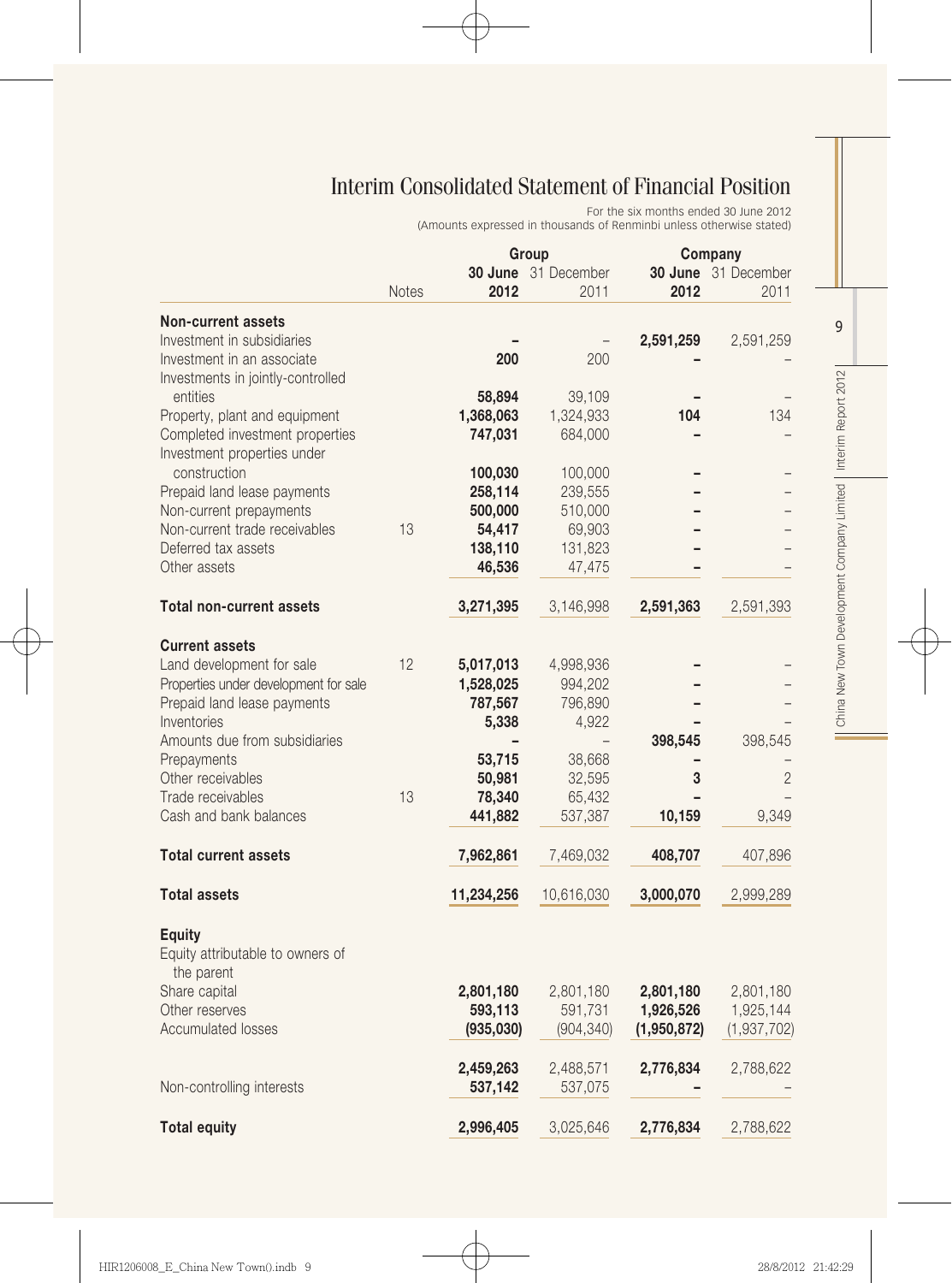# Interim Consolidated Statement of Financial Position

For the six months ended 30 June 2012
(Amounts expressed in thousands of Renminbi unless otherwise stated)

| | Notes | Group | | Company | |
|---|---|---|---|---|---|
| | | **30 June 2012** | 31 December 2011 | **30 June 2012** | 31 December 2011 |
| **Non-current assets** | | | | | |
| Investment in subsidiaries | | **–** | – | **2,591,259** | 2,591,259 |
| Investment in an associate | | **200** | 200 | **–** | – |
| Investments in jointly-controlled entities | | **58,894** | 39,109 | **–** | – |
| Property, plant and equipment | | **1,368,063** | 1,324,933 | **104** | 134 |
| Completed investment properties | | **747,031** | 684,000 | **–** | – |
| Investment properties under construction | | **100,030** | 100,000 | **–** | – |
| Prepaid land lease payments | | **258,114** | 239,555 | **–** | – |
| Non-current prepayments | | **500,000** | 510,000 | **–** | – |
| Non-current trade receivables | 13 | **54,417** | 69,903 | **–** | – |
| Deferred tax assets | | **138,110** | 131,823 | **–** | – |
| Other assets | | **46,536** | 47,475 | **–** | – |
| **Total non-current assets** | | **3,271,395** | 3,146,998 | **2,591,363** | 2,591,393 |
| **Current assets** | | | | | |
| Land development for sale | 12 | **5,017,013** | 4,998,936 | **–** | – |
| Properties under development for sale | | **1,528,025** | 994,202 | **–** | – |
| Prepaid land lease payments | | **787,567** | 796,890 | **–** | – |
| Inventories | | **5,338** | 4,922 | **–** | – |
| Amounts due from subsidiaries | | **–** | – | **398,545** | 398,545 |
| Prepayments | | **53,715** | 38,668 | **–** | – |
| Other receivables | | **50,981** | 32,595 | **3** | 2 |
| Trade receivables | 13 | **78,340** | 65,432 | **–** | – |
| Cash and bank balances | | **441,882** | 537,387 | **10,159** | 9,349 |
| **Total current assets** | | **7,962,861** | 7,469,032 | **408,707** | 407,896 |
| **Total assets** | | **11,234,256** | 10,616,030 | **3,000,070** | 2,999,289 |
| **Equity** | | | | | |
| Equity attributable to owners of the parent | | | | | |
| Share capital | | **2,801,180** | 2,801,180 | **2,801,180** | 2,801,180 |
| Other reserves | | **593,113** | 591,731 | **1,926,526** | 1,925,144 |
| Accumulated losses | | **(935,030)** | (904,340) | **(1,950,872)** | (1,937,702) |
| | | **2,459,263** | 2,488,571 | **2,776,834** | 2,788,622 |
| Non-controlling interests | | **537,142** | 537,075 | **–** | – |
| **Total equity** | | **2,996,405** | 3,025,646 | **2,776,834** | 2,788,622 |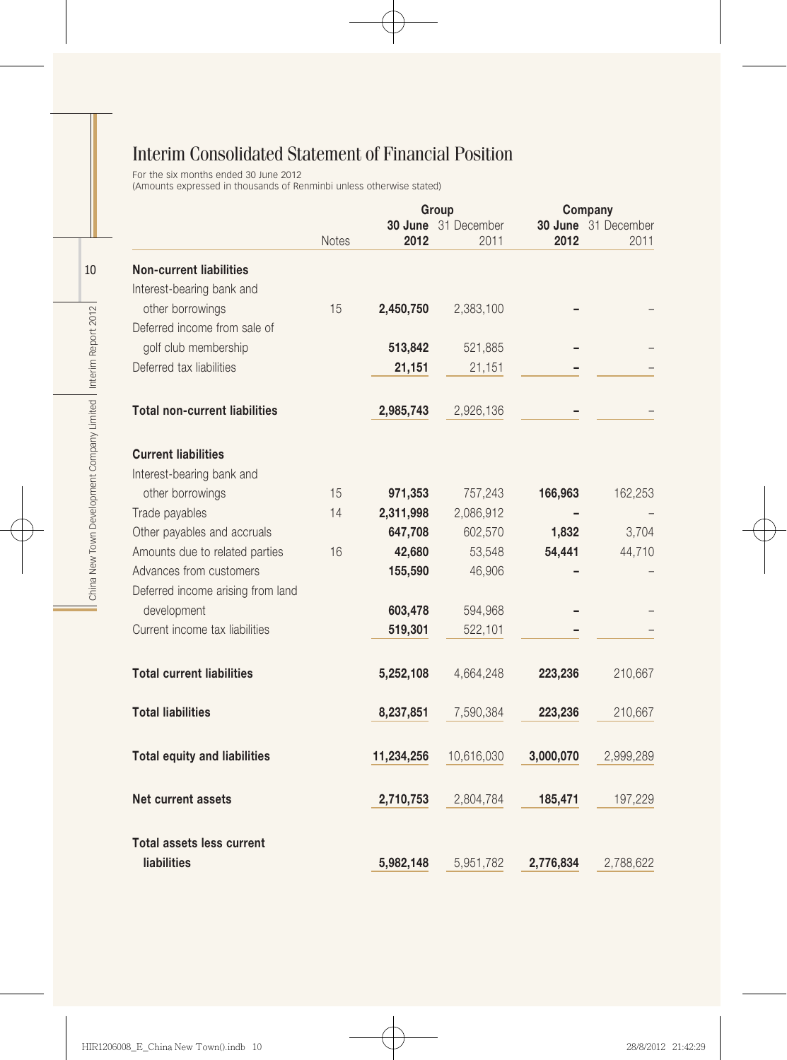# Interim Consolidated Statement of Financial Position

For the six months ended 30 June 2012
(Amounts expressed in thousands of Renminbi unless otherwise stated)

| | Notes | Group | | Company | |
|---|---|---|---|---|---|
| | | **30 June 2012** | 31 December 2011 | **30 June 2012** | 31 December 2011 |
| **Non-current liabilities** | | | | | |
| Interest-bearing bank and other borrowings | 15 | **2,450,750** | 2,383,100 | **–** | – |
| Deferred income from sale of golf club membership | | **513,842** | 521,885 | **–** | – |
| Deferred tax liabilities | | **21,151** | 21,151 | **–** | – |
| **Total non-current liabilities** | | **2,985,743** | 2,926,136 | **–** | – |
| **Current liabilities** | | | | | |
| Interest-bearing bank and other borrowings | 15 | **971,353** | 757,243 | **166,963** | 162,253 |
| Trade payables | 14 | **2,311,998** | 2,086,912 | **–** | – |
| Other payables and accruals | | **647,708** | 602,570 | **1,832** | 3,704 |
| Amounts due to related parties | 16 | **42,680** | 53,548 | **54,441** | 44,710 |
| Advances from customers | | **155,590** | 46,906 | **–** | – |
| Deferred income arising from land development | | **603,478** | 594,968 | **–** | – |
| Current income tax liabilities | | **519,301** | 522,101 | **–** | – |
| **Total current liabilities** | | **5,252,108** | 4,664,248 | **223,236** | 210,667 |
| **Total liabilities** | | **8,237,851** | 7,590,384 | **223,236** | 210,667 |
| **Total equity and liabilities** | | **11,234,256** | 10,616,030 | **3,000,070** | 2,999,289 |
| **Net current assets** | | **2,710,753** | 2,804,784 | **185,471** | 197,229 |
| **Total assets less current liabilities** | | **5,982,148** | 5,951,782 | **2,776,834** | 2,788,622 |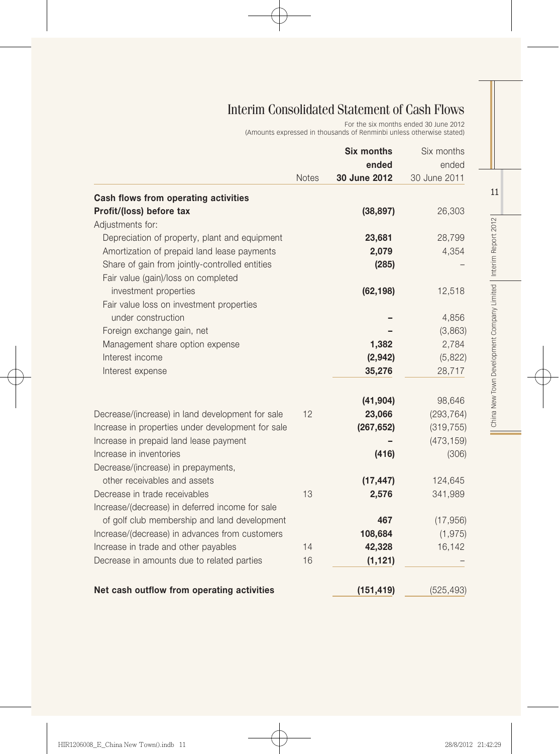# Interim Consolidated Statement of Cash Flows

For the six months ended 30 June 2012
(Amounts expressed in thousands of Renminbi unless otherwise stated)

| | Notes | **Six months ended 30 June 2012** | Six months ended 30 June 2011 |
|---|---|---|---|
| **Cash flows from operating activities** | | | |
| **Profit/(loss) before tax** | | **(38,897)** | 26,303 |
| Adjustments for: | | | |
| Depreciation of property, plant and equipment | | **23,681** | 28,799 |
| Amortization of prepaid land lease payments | | **2,079** | 4,354 |
| Share of gain from jointly-controlled entities | | **(285)** | – |
| Fair value (gain)/loss on completed investment properties | | **(62,198)** | 12,518 |
| Fair value loss on investment properties under construction | | **–** | 4,856 |
| Foreign exchange gain, net | | **–** | (3,863) |
| Management share option expense | | **1,382** | 2,784 |
| Interest income | | **(2,942)** | (5,822) |
| Interest expense | | **35,276** | 28,717 |
| | | **(41,904)** | 98,646 |
| Decrease/(increase) in land development for sale | 12 | **23,066** | (293,764) |
| Increase in properties under development for sale | | **(267,652)** | (319,755) |
| Increase in prepaid land lease payment | | **–** | (473,159) |
| Increase in inventories | | **(416)** | (306) |
| Decrease/(increase) in prepayments, other receivables and assets | | **(17,447)** | 124,645 |
| Decrease in trade receivables | 13 | **2,576** | 341,989 |
| Increase/(decrease) in deferred income for sale of golf club membership and land development | | **467** | (17,956) |
| Increase/(decrease) in advances from customers | | **108,684** | (1,975) |
| Increase in trade and other payables | 14 | **42,328** | 16,142 |
| Decrease in amounts due to related parties | 16 | **(1,121)** | – |
| **Net cash outflow from operating activities** | | **(151,419)** | (525,493) |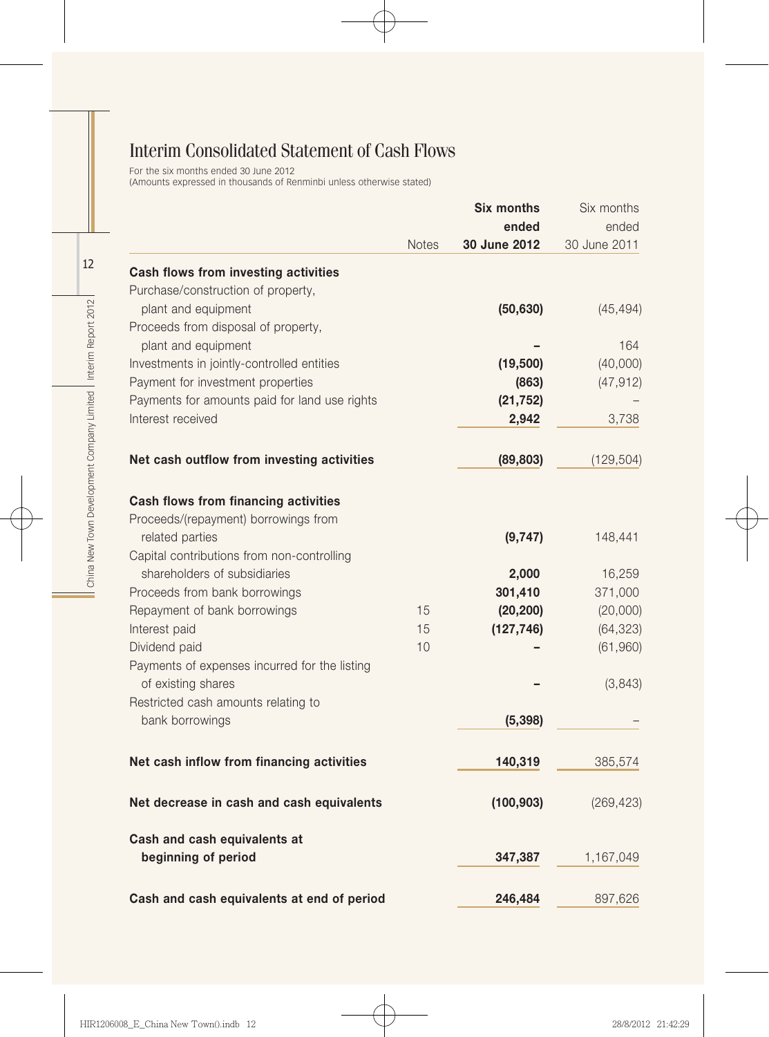# Interim Consolidated Statement of Cash Flows

For the six months ended 30 June 2012
(Amounts expressed in thousands of Renminbi unless otherwise stated)

| | Notes | **Six months ended 30 June 2012** | Six months ended 30 June 2011 |
|---|---|---|---|
| **Cash flows from investing activities** | | | |
| Purchase/construction of property, plant and equipment | | **(50,630)** | (45,494) |
| Proceeds from disposal of property, plant and equipment | | **–** | 164 |
| Investments in jointly-controlled entities | | **(19,500)** | (40,000) |
| Payment for investment properties | | **(863)** | (47,912) |
| Payments for amounts paid for land use rights | | **(21,752)** | – |
| Interest received | | **2,942** | 3,738 |
| **Net cash outflow from investing activities** | | **(89,803)** | (129,504) |
| **Cash flows from financing activities** | | | |
| Proceeds/(repayment) borrowings from related parties | | **(9,747)** | 148,441 |
| Capital contributions from non-controlling shareholders of subsidiaries | | **2,000** | 16,259 |
| Proceeds from bank borrowings | | **301,410** | 371,000 |
| Repayment of bank borrowings | 15 | **(20,200)** | (20,000) |
| Interest paid | 15 | **(127,746)** | (64,323) |
| Dividend paid | 10 | **–** | (61,960) |
| Payments of expenses incurred for the listing of existing shares | | **–** | (3,843) |
| Restricted cash amounts relating to bank borrowings | | **(5,398)** | – |
| **Net cash inflow from financing activities** | | **140,319** | 385,574 |
| **Net decrease in cash and cash equivalents** | | **(100,903)** | (269,423) |
| **Cash and cash equivalents at beginning of period** | | **347,387** | 1,167,049 |
| **Cash and cash equivalents at end of period** | | **246,484** | 897,626 |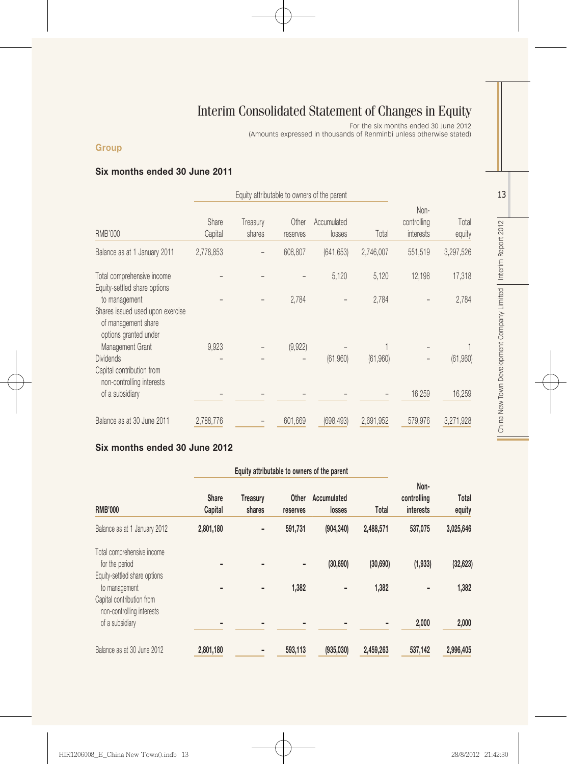# Interim Consolidated Statement of Changes in Equity

For the six months ended 30 June 2012
(Amounts expressed in thousands of Renminbi unless otherwise stated)

### Group

### Six months ended 30 June 2011

| | Equity attributable to owners of the parent | | | | | | |
|---|---|---|---|---|---|---|---|
| RMB'000 | Share Capital | Treasury shares | Other reserves | Accumulated losses | Total | Non-controlling interests | Total equity |
| Balance as at 1 January 2011 | 2,778,853 | – | 608,807 | (641,653) | 2,746,007 | 551,519 | 3,297,526 |
| Total comprehensive income | – | – | – | 5,120 | 5,120 | 12,198 | 17,318 |
| Equity-settled share options to management | – | – | 2,784 | – | 2,784 | – | 2,784 |
| Shares issued used upon exercise of management share options granted under Management Grant | 9,923 | – | (9,922) | – | 1 | – | 1 |
| Dividends | – | – | – | (61,960) | (61,960) | – | (61,960) |
| Capital contribution from non-controlling interests of a subsidiary | – | – | – | – | – | 16,259 | 16,259 |
| Balance as at 30 June 2011 | 2,788,776 | – | 601,669 | (698,493) | 2,691,952 | 579,976 | 3,271,928 |

### Six months ended 30 June 2012

| | Equity attributable to owners of the parent | | | | | | |
|---|---|---|---|---|---|---|---|
| RMB'000 | Share Capital | Treasury shares | Other reserves | Accumulated losses | Total | Non-controlling interests | Total equity |
| Balance as at 1 January 2012 | 2,801,180 | - | 591,731 | (904,340) | 2,488,571 | 537,075 | 3,025,646 |
| Total comprehensive income for the period | - | - | - | (30,690) | (30,690) | (1,933) | (32,623) |
| Equity-settled share options to management | - | - | 1,382 | - | 1,382 | - | 1,382 |
| Capital contribution from non-controlling interests of a subsidiary | - | - | - | - | - | 2,000 | 2,000 |
| Balance as at 30 June 2012 | 2,801,180 | - | 593,113 | (935,030) | 2,459,263 | 537,142 | 2,996,405 |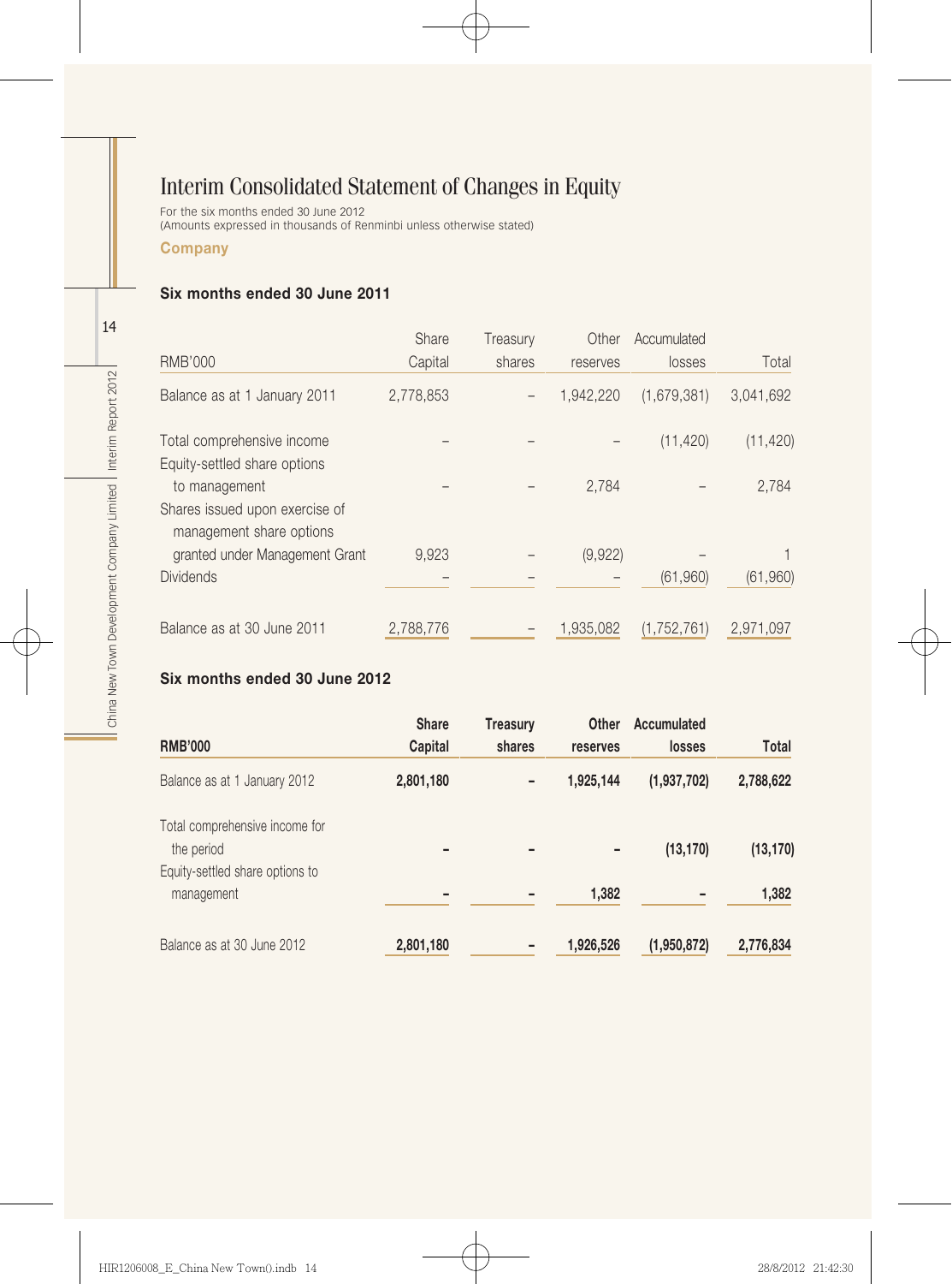# Interim Consolidated Statement of Changes in Equity

For the six months ended 30 June 2012
(Amounts expressed in thousands of Renminbi unless otherwise stated)

**Company**

### Six months ended 30 June 2011

| RMB'000 | Share Capital | Treasury shares | Other reserves | Accumulated losses | Total |
|---|---|---|---|---|---|
| Balance as at 1 January 2011 | 2,778,853 | – | 1,942,220 | (1,679,381) | 3,041,692 |
| Total comprehensive income | – | – | – | (11,420) | (11,420) |
| Equity-settled share options to management | – | – | 2,784 | – | 2,784 |
| Shares issued upon exercise of management share options granted under Management Grant | 9,923 | – | (9,922) | – | 1 |
| Dividends | – | – | – | (61,960) | (61,960) |
| Balance as at 30 June 2011 | 2,788,776 | – | 1,935,082 | (1,752,761) | 2,971,097 |

### Six months ended 30 June 2012

| **RMB'000** | **Share Capital** | **Treasury shares** | **Other reserves** | **Accumulated losses** | **Total** |
|---|---|---|---|---|---|
| Balance as at 1 January 2012 | **2,801,180** | **–** | **1,925,144** | **(1,937,702)** | **2,788,622** |
| Total comprehensive income for the period | **–** | **–** | **–** | **(13,170)** | **(13,170)** |
| Equity-settled share options to management | **–** | **–** | **1,382** | **–** | **1,382** |
| Balance as at 30 June 2012 | **2,801,180** | **–** | **1,926,526** | **(1,950,872)** | **2,776,834** |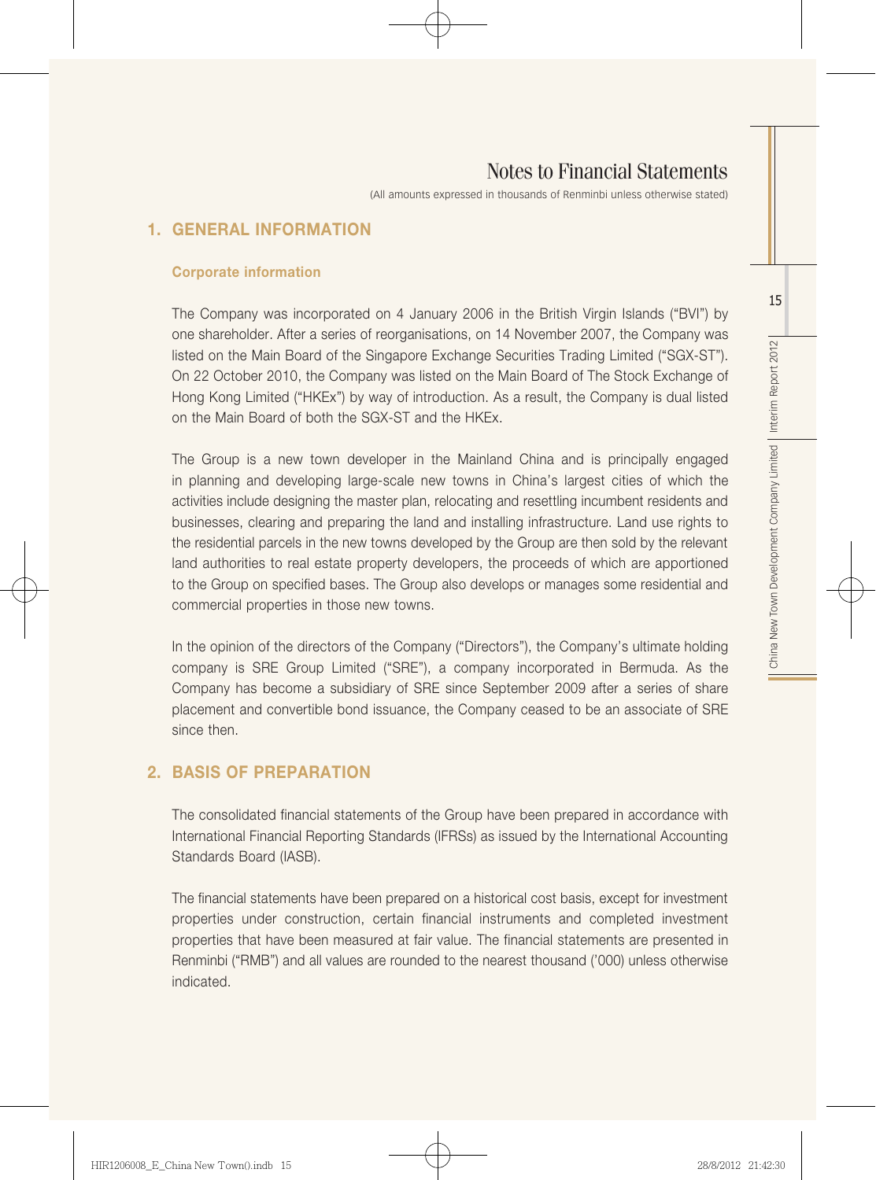# Notes to Financial Statements

(All amounts expressed in thousands of Renminbi unless otherwise stated)

## 1. GENERAL INFORMATION

### Corporate information

The Company was incorporated on 4 January 2006 in the British Virgin Islands ("BVI") by one shareholder. After a series of reorganisations, on 14 November 2007, the Company was listed on the Main Board of the Singapore Exchange Securities Trading Limited ("SGX-ST"). On 22 October 2010, the Company was listed on the Main Board of The Stock Exchange of Hong Kong Limited ("HKEx") by way of introduction. As a result, the Company is dual listed on the Main Board of both the SGX-ST and the HKEx.

The Group is a new town developer in the Mainland China and is principally engaged in planning and developing large-scale new towns in China's largest cities of which the activities include designing the master plan, relocating and resettling incumbent residents and businesses, clearing and preparing the land and installing infrastructure. Land use rights to the residential parcels in the new towns developed by the Group are then sold by the relevant land authorities to real estate property developers, the proceeds of which are apportioned to the Group on specified bases. The Group also develops or manages some residential and commercial properties in those new towns.

In the opinion of the directors of the Company ("Directors"), the Company's ultimate holding company is SRE Group Limited ("SRE"), a company incorporated in Bermuda. As the Company has become a subsidiary of SRE since September 2009 after a series of share placement and convertible bond issuance, the Company ceased to be an associate of SRE since then.

## 2. BASIS OF PREPARATION

The consolidated financial statements of the Group have been prepared in accordance with International Financial Reporting Standards (IFRSs) as issued by the International Accounting Standards Board (IASB).

The financial statements have been prepared on a historical cost basis, except for investment properties under construction, certain financial instruments and completed investment properties that have been measured at fair value. The financial statements are presented in Renminbi ("RMB") and all values are rounded to the nearest thousand ('000) unless otherwise indicated.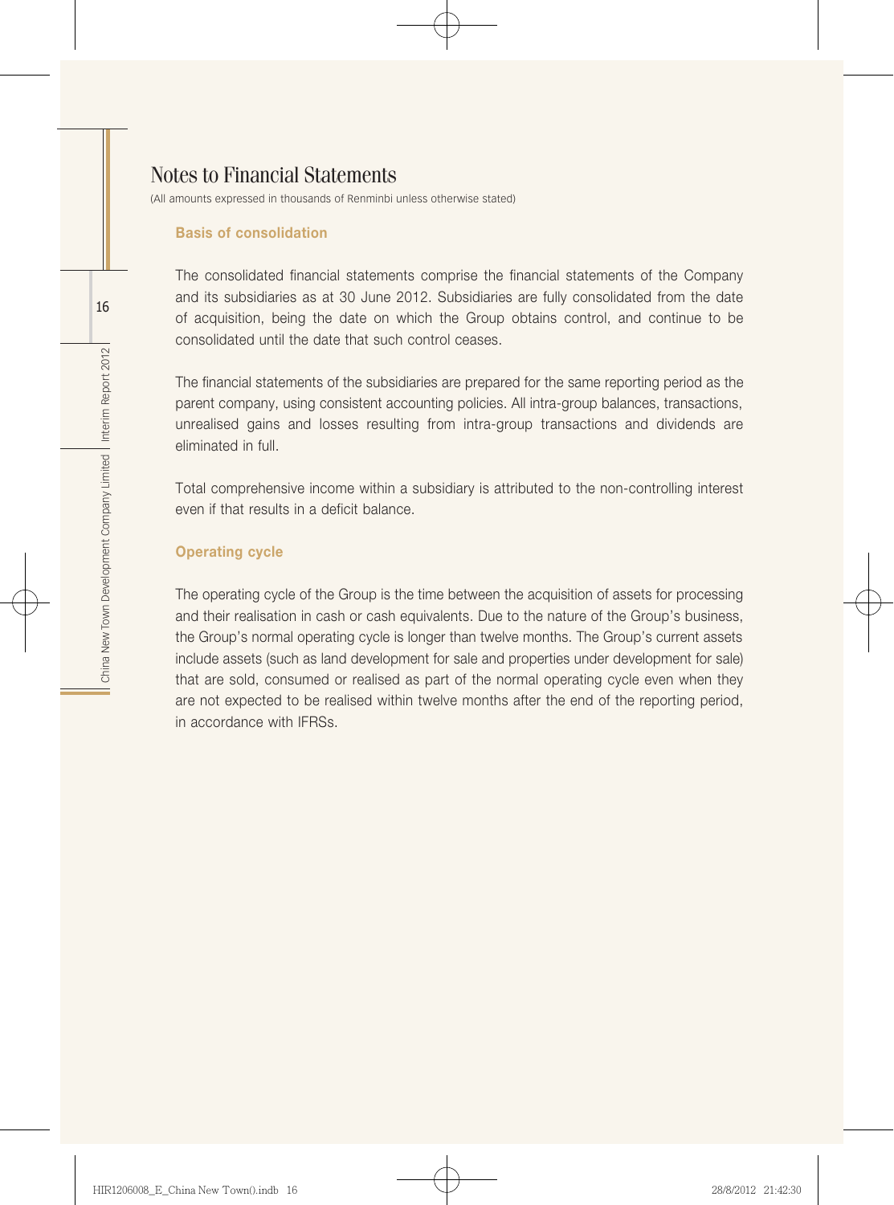# Notes to Financial Statements

(All amounts expressed in thousands of Renminbi unless otherwise stated)

### Basis of consolidation

The consolidated financial statements comprise the financial statements of the Company and its subsidiaries as at 30 June 2012. Subsidiaries are fully consolidated from the date of acquisition, being the date on which the Group obtains control, and continue to be consolidated until the date that such control ceases.

The financial statements of the subsidiaries are prepared for the same reporting period as the parent company, using consistent accounting policies. All intra-group balances, transactions, unrealised gains and losses resulting from intra-group transactions and dividends are eliminated in full.

Total comprehensive income within a subsidiary is attributed to the non-controlling interest even if that results in a deficit balance.

### Operating cycle

The operating cycle of the Group is the time between the acquisition of assets for processing and their realisation in cash or cash equivalents. Due to the nature of the Group's business, the Group's normal operating cycle is longer than twelve months. The Group's current assets include assets (such as land development for sale and properties under development for sale) that are sold, consumed or realised as part of the normal operating cycle even when they are not expected to be realised within twelve months after the end of the reporting period, in accordance with IFRSs.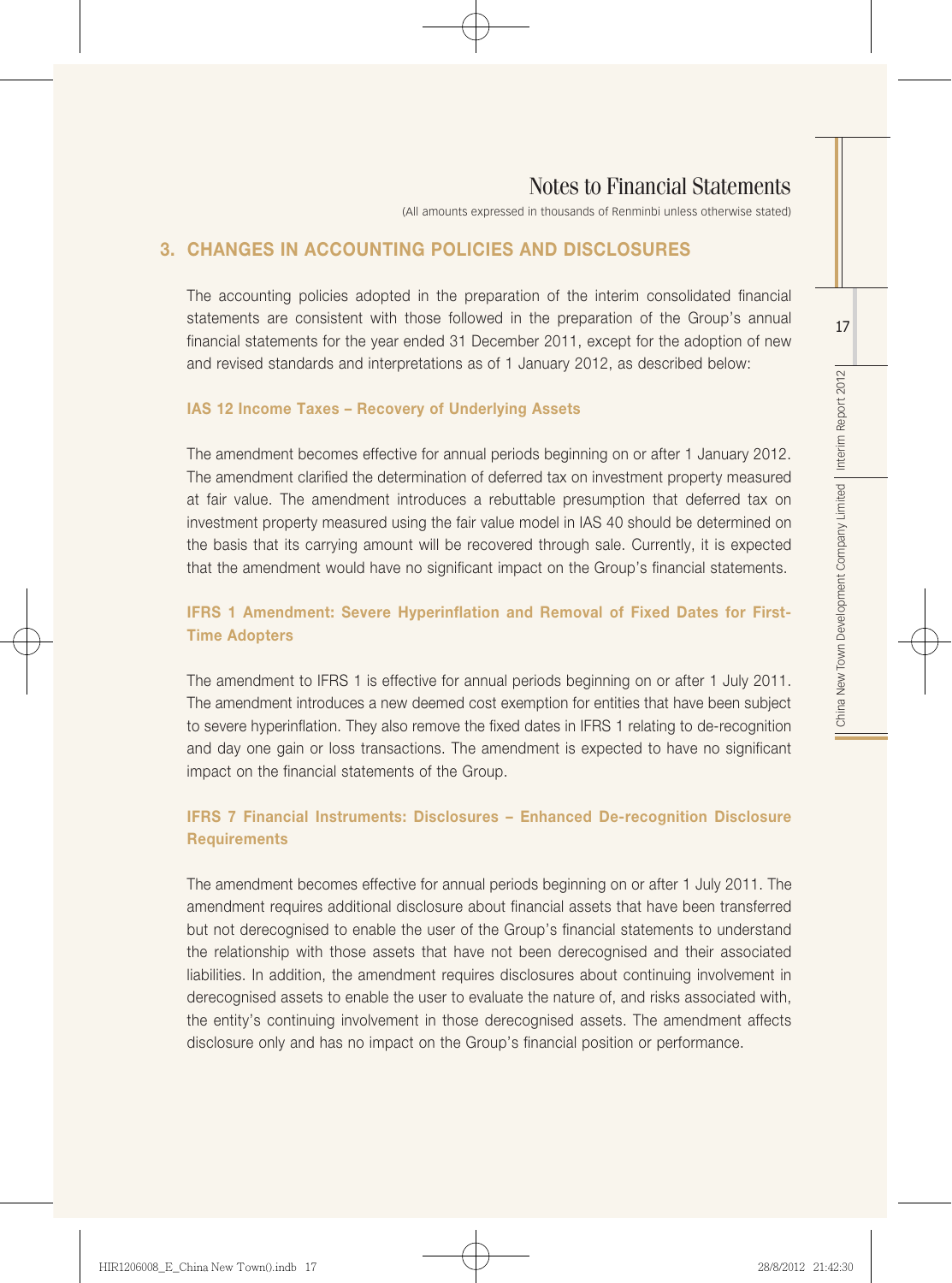# Notes to Financial Statements

(All amounts expressed in thousands of Renminbi unless otherwise stated)

## 3. CHANGES IN ACCOUNTING POLICIES AND DISCLOSURES

The accounting policies adopted in the preparation of the interim consolidated financial statements are consistent with those followed in the preparation of the Group's annual financial statements for the year ended 31 December 2011, except for the adoption of new and revised standards and interpretations as of 1 January 2012, as described below:

### IAS 12 Income Taxes – Recovery of Underlying Assets

The amendment becomes effective for annual periods beginning on or after 1 January 2012. The amendment clarified the determination of deferred tax on investment property measured at fair value. The amendment introduces a rebuttable presumption that deferred tax on investment property measured using the fair value model in IAS 40 should be determined on the basis that its carrying amount will be recovered through sale. Currently, it is expected that the amendment would have no significant impact on the Group's financial statements.

### IFRS 1 Amendment: Severe Hyperinflation and Removal of Fixed Dates for First-Time Adopters

The amendment to IFRS 1 is effective for annual periods beginning on or after 1 July 2011. The amendment introduces a new deemed cost exemption for entities that have been subject to severe hyperinflation. They also remove the fixed dates in IFRS 1 relating to de-recognition and day one gain or loss transactions. The amendment is expected to have no significant impact on the financial statements of the Group.

### IFRS 7 Financial Instruments: Disclosures – Enhanced De-recognition Disclosure Requirements

The amendment becomes effective for annual periods beginning on or after 1 July 2011. The amendment requires additional disclosure about financial assets that have been transferred but not derecognised to enable the user of the Group's financial statements to understand the relationship with those assets that have not been derecognised and their associated liabilities. In addition, the amendment requires disclosures about continuing involvement in derecognised assets to enable the user to evaluate the nature of, and risks associated with, the entity's continuing involvement in those derecognised assets. The amendment affects disclosure only and has no impact on the Group's financial position or performance.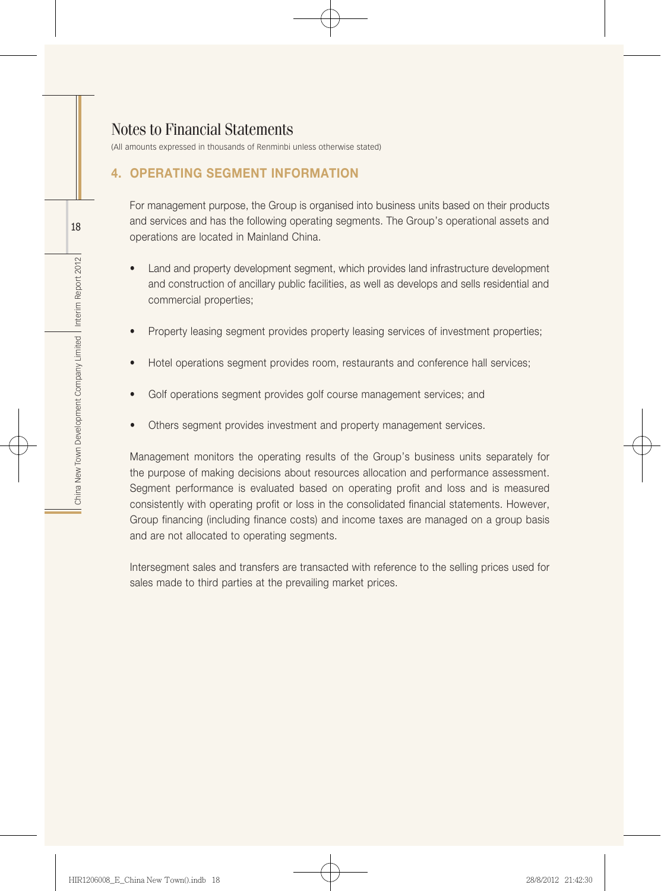# Notes to Financial Statements

(All amounts expressed in thousands of Renminbi unless otherwise stated)

## 4. OPERATING SEGMENT INFORMATION

For management purpose, the Group is organised into business units based on their products and services and has the following operating segments. The Group's operational assets and operations are located in Mainland China.

- Land and property development segment, which provides land infrastructure development and construction of ancillary public facilities, as well as develops and sells residential and commercial properties;
- Property leasing segment provides property leasing services of investment properties;
- Hotel operations segment provides room, restaurants and conference hall services;
- Golf operations segment provides golf course management services; and
- Others segment provides investment and property management services.

Management monitors the operating results of the Group's business units separately for the purpose of making decisions about resources allocation and performance assessment. Segment performance is evaluated based on operating profit and loss and is measured consistently with operating profit or loss in the consolidated financial statements. However, Group financing (including finance costs) and income taxes are managed on a group basis and are not allocated to operating segments.

Intersegment sales and transfers are transacted with reference to the selling prices used for sales made to third parties at the prevailing market prices.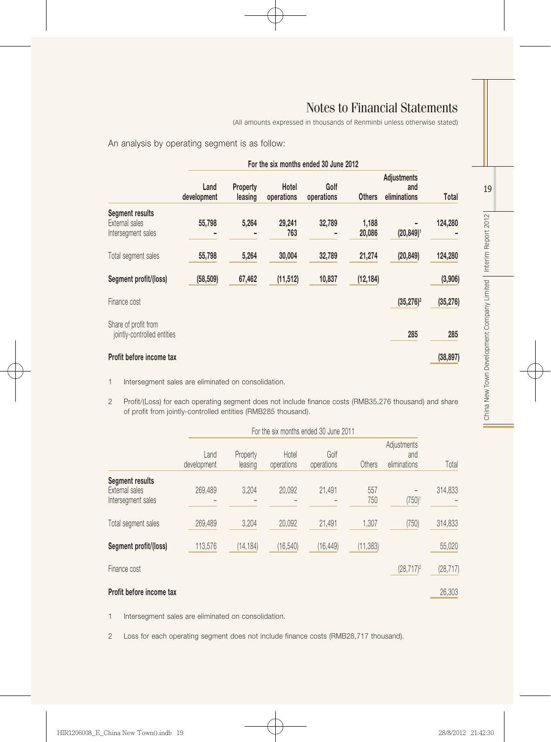# Notes to Financial Statements

(All amounts expressed in thousands of Renminbi unless otherwise stated)

An analysis by operating segment is as follow:

| | For the six months ended 30 June 2012 | | | | | | |
|---|---|---|---|---|---|---|---|
| | **Land development** | **Property leasing** | **Hotel operations** | **Golf operations** | **Others** | **Adjustments and eliminations** | **Total** |
| **Segment results** | | | | | | | |
| External sales | **55,798** | **5,264** | **29,241** | **32,789** | **1,188** | **–** | **124,280** |
| Intersegment sales | **–** | **–** | **763** | **–** | **20,086** | **(20,849)[1]** | **–** |
| Total segment sales | **55,798** | **5,264** | **30,004** | **32,789** | **21,274** | **(20,849)** | **124,280** |
| **Segment profit/(loss)** | **(58,509)** | **67,462** | **(11,512)** | **10,837** | **(12,184)** | | **(3,906)** |
| Finance cost | | | | | | **(35,276)[2]** | **(35,276)** |
| Share of profit from jointly-controlled entities | | | | | | **285** | **285** |
| **Profit before income tax** | | | | | | | **(38,897)** |

1 Intersegment sales are eliminated on consolidation.

2 Profit/(Loss) for each operating segment does not include finance costs (RMB35,276 thousand) and share of profit from jointly-controlled entities (RMB285 thousand).

| | For the six months ended 30 June 2011 | | | | | | |
|---|---|---|---|---|---|---|---|
| | Land development | Property leasing | Hotel operations | Golf operations | Others | Adjustments and eliminations | Total |
| **Segment results** | | | | | | | |
| External sales | 269,489 | 3,204 | 20,092 | 21,491 | 557 | – | 314,833 |
| Intersegment sales | – | – | – | – | 750 | (750)[1] | – |
| Total segment sales | 269,489 | 3,204 | 20,092 | 21,491 | 1,307 | (750) | 314,833 |
| **Segment profit/(loss)** | 113,576 | (14,184) | (16,540) | (16,449) | (11,383) | | 55,020 |
| Finance cost | | | | | | (28,717)[2] | (28,717) |
| **Profit before income tax** | | | | | | | 26,303 |

1 Intersegment sales are eliminated on consolidation.

2 Loss for each operating segment does not include finance costs (RMB28,717 thousand).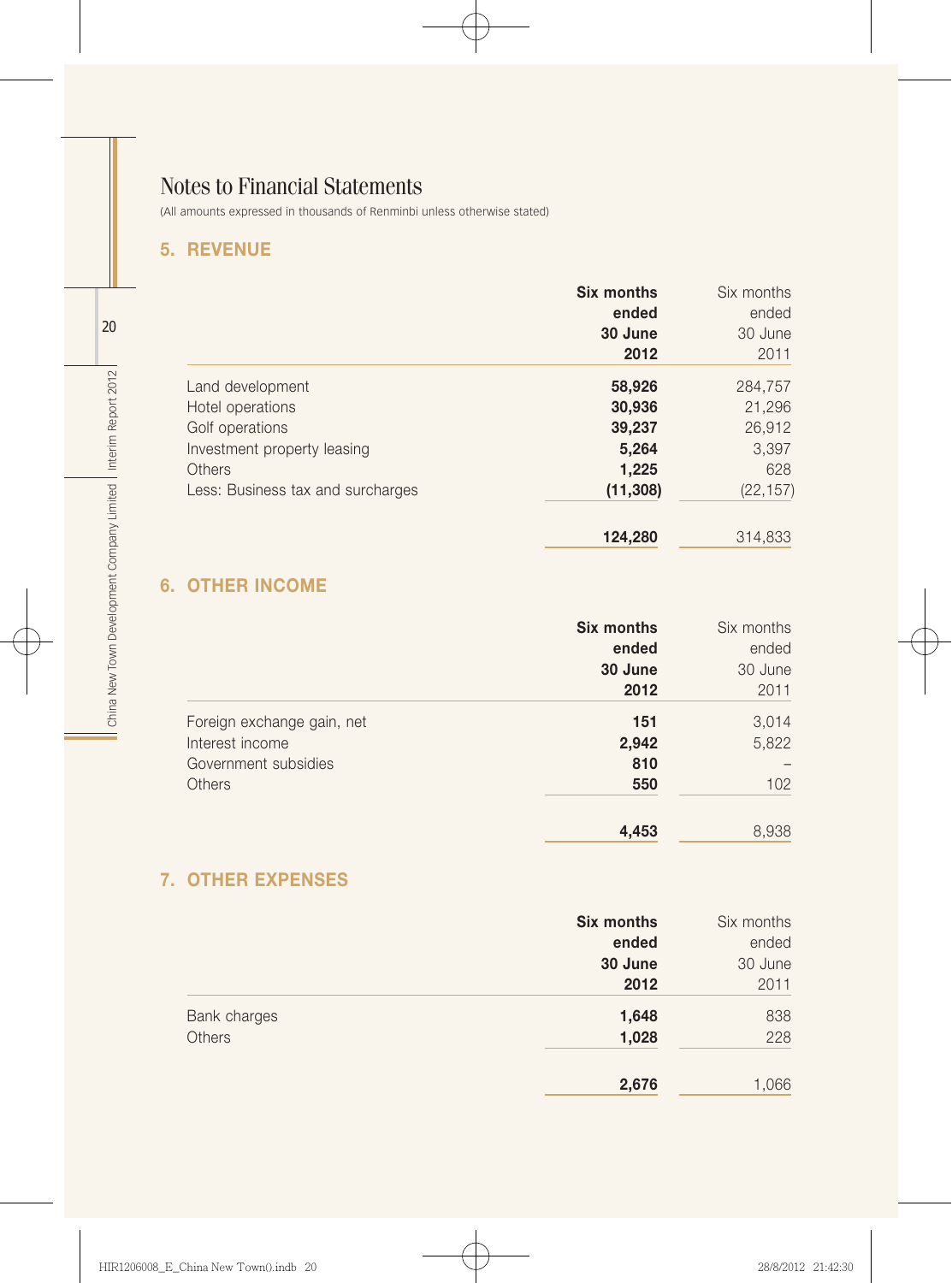# Notes to Financial Statements

(All amounts expressed in thousands of Renminbi unless otherwise stated)

## 5. REVENUE

| | **Six months ended 30 June 2012** | Six months ended 30 June 2011 |
|---|---|---|
| Land development | **58,926** | 284,757 |
| Hotel operations | **30,936** | 21,296 |
| Golf operations | **39,237** | 26,912 |
| Investment property leasing | **5,264** | 3,397 |
| Others | **1,225** | 628 |
| Less: Business tax and surcharges | **(11,308)** | (22,157) |
| | **124,280** | 314,833 |

## 6. OTHER INCOME

| | **Six months ended 30 June 2012** | Six months ended 30 June 2011 |
|---|---|---|
| Foreign exchange gain, net | **151** | 3,014 |
| Interest income | **2,942** | 5,822 |
| Government subsidies | **810** | – |
| Others | **550** | 102 |
| | **4,453** | 8,938 |

## 7. OTHER EXPENSES

| | **Six months ended 30 June 2012** | Six months ended 30 June 2011 |
|---|---|---|
| Bank charges | **1,648** | 838 |
| Others | **1,028** | 228 |
| | **2,676** | 1,066 |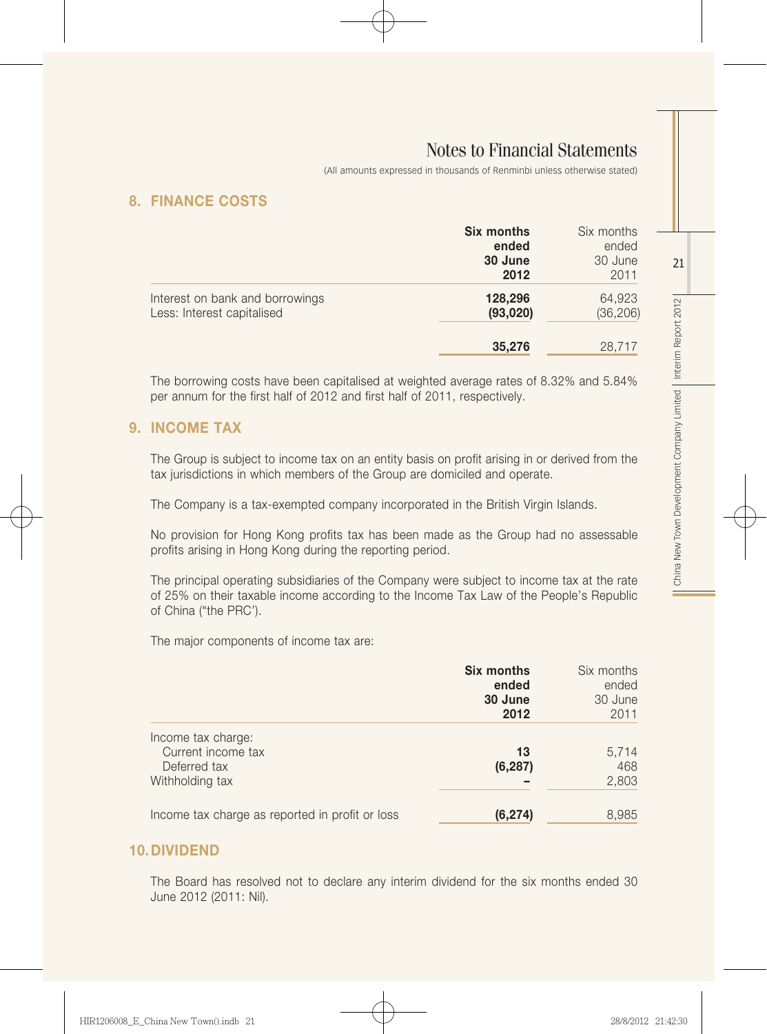# Notes to Financial Statements

(All amounts expressed in thousands of Renminbi unless otherwise stated)

## 8. FINANCE COSTS

| | **Six months ended 30 June 2012** | Six months ended 30 June 2011 |
|---|---|---|
| Interest on bank and borrowings | **128,296** | 64,923 |
| Less: Interest capitalised | **(93,020)** | (36,206) |
| | **35,276** | 28,717 |

The borrowing costs have been capitalised at weighted average rates of 8.32% and 5.84% per annum for the first half of 2012 and first half of 2011, respectively.

## 9. INCOME TAX

The Group is subject to income tax on an entity basis on profit arising in or derived from the tax jurisdictions in which members of the Group are domiciled and operate.

The Company is a tax-exempted company incorporated in the British Virgin Islands.

No provision for Hong Kong profits tax has been made as the Group had no assessable profits arising in Hong Kong during the reporting period.

The principal operating subsidiaries of the Company were subject to income tax at the rate of 25% on their taxable income according to the Income Tax Law of the People's Republic of China ("the PRC').

The major components of income tax are:

| | **Six months ended 30 June 2012** | Six months ended 30 June 2011 |
|---|---|---|
| Income tax charge: | | |
| Current income tax | **13** | 5,714 |
| Deferred tax | **(6,287)** | 468 |
| Withholding tax | **–** | 2,803 |
| Income tax charge as reported in profit or loss | **(6,274)** | 8,985 |

## 10. DIVIDEND

The Board has resolved not to declare any interim dividend for the six months ended 30 June 2012 (2011: Nil).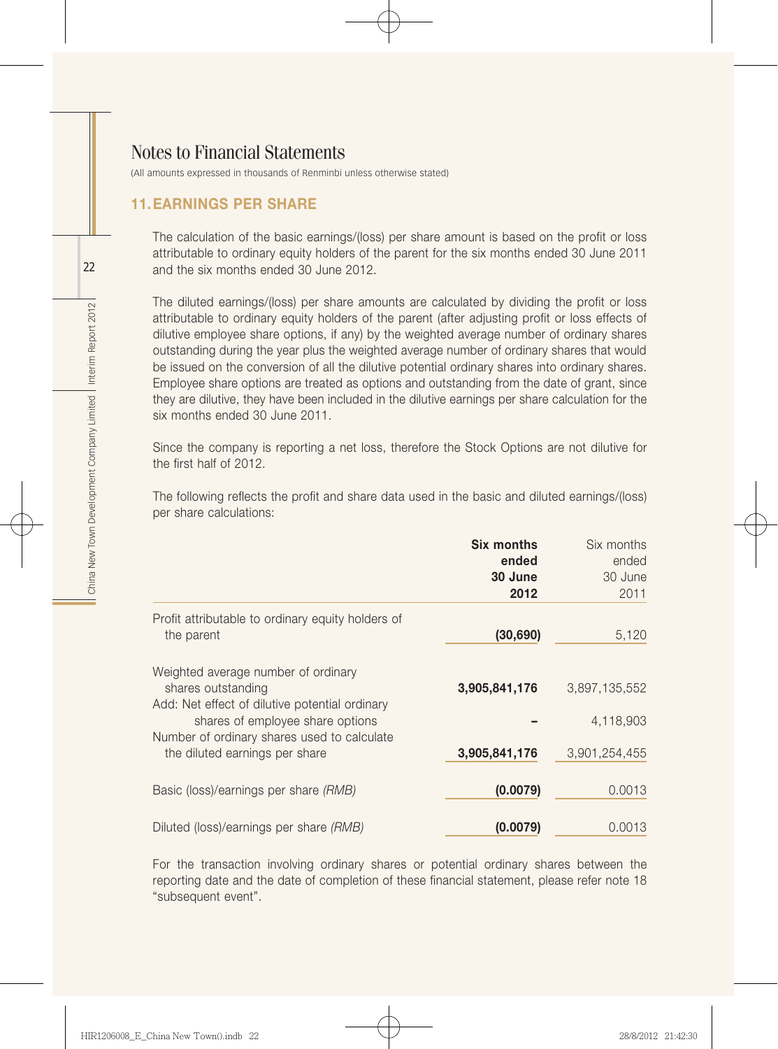# Notes to Financial Statements

(All amounts expressed in thousands of Renminbi unless otherwise stated)

## 11. EARNINGS PER SHARE

The calculation of the basic earnings/(loss) per share amount is based on the profit or loss attributable to ordinary equity holders of the parent for the six months ended 30 June 2011 and the six months ended 30 June 2012.

The diluted earnings/(loss) per share amounts are calculated by dividing the profit or loss attributable to ordinary equity holders of the parent (after adjusting profit or loss effects of dilutive employee share options, if any) by the weighted average number of ordinary shares outstanding during the year plus the weighted average number of ordinary shares that would be issued on the conversion of all the dilutive potential ordinary shares into ordinary shares. Employee share options are treated as options and outstanding from the date of grant, since they are dilutive, they have been included in the dilutive earnings per share calculation for the six months ended 30 June 2011.

Since the company is reporting a net loss, therefore the Stock Options are not dilutive for the first half of 2012.

The following reflects the profit and share data used in the basic and diluted earnings/(loss) per share calculations:

| | **Six months ended 30 June 2012** | Six months ended 30 June 2011 |
|---|---|---|
| Profit attributable to ordinary equity holders of the parent | **(30,690)** | 5,120 |
| Weighted average number of ordinary shares outstanding | **3,905,841,176** | 3,897,135,552 |
| Add: Net effect of dilutive potential ordinary shares of employee share options | **–** | 4,118,903 |
| Number of ordinary shares used to calculate the diluted earnings per share | **3,905,841,176** | 3,901,254,455 |
| Basic (loss)/earnings per share *(RMB)* | **(0.0079)** | 0.0013 |
| Diluted (loss)/earnings per share *(RMB)* | **(0.0079)** | 0.0013 |

For the transaction involving ordinary shares or potential ordinary shares between the reporting date and the date of completion of these financial statement, please refer note 18 "subsequent event".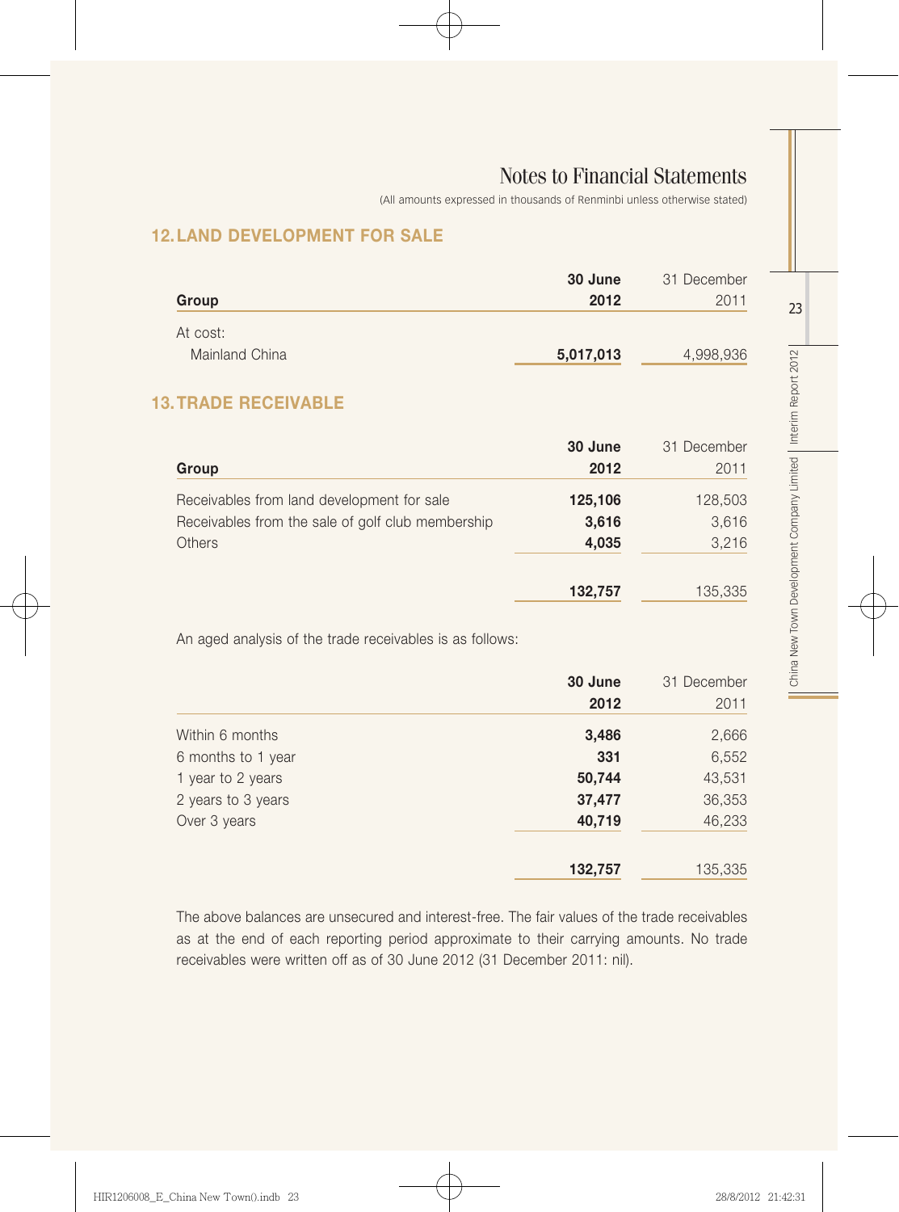# Notes to Financial Statements

(All amounts expressed in thousands of Renminbi unless otherwise stated)

## 12. LAND DEVELOPMENT FOR SALE

| Group | **30 June 2012** | 31 December 2011 |
|---|---|---|
| At cost: | | |
| Mainland China | **5,017,013** | 4,998,936 |

## 13. TRADE RECEIVABLE

| Group | **30 June 2012** | 31 December 2011 |
|---|---|---|
| Receivables from land development for sale | **125,106** | 128,503 |
| Receivables from the sale of golf club membership | **3,616** | 3,616 |
| Others | **4,035** | 3,216 |
| | **132,757** | 135,335 |

An aged analysis of the trade receivables is as follows:

| | **30 June 2012** | 31 December 2011 |
|---|---|---|
| Within 6 months | **3,486** | 2,666 |
| 6 months to 1 year | **331** | 6,552 |
| 1 year to 2 years | **50,744** | 43,531 |
| 2 years to 3 years | **37,477** | 36,353 |
| Over 3 years | **40,719** | 46,233 |
| | **132,757** | 135,335 |

The above balances are unsecured and interest-free. The fair values of the trade receivables as at the end of each reporting period approximate to their carrying amounts. No trade receivables were written off as of 30 June 2012 (31 December 2011: nil).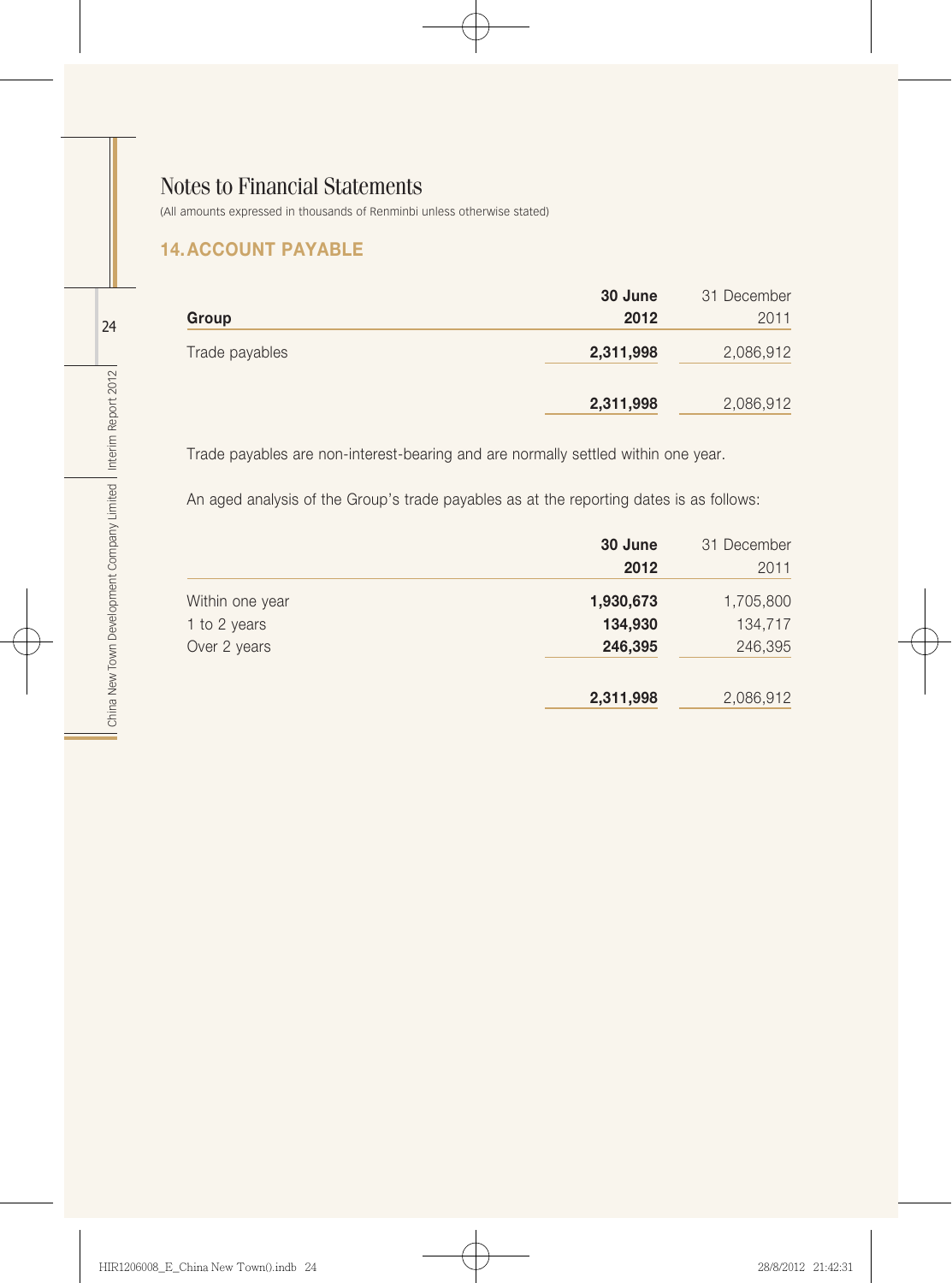# Notes to Financial Statements

(All amounts expressed in thousands of Renminbi unless otherwise stated)

## 14. ACCOUNT PAYABLE

| Group | **30 June 2012** | 31 December 2011 |
|---|---|---|
| Trade payables | **2,311,998** | 2,086,912 |
| | **2,311,998** | 2,086,912 |

Trade payables are non-interest-bearing and are normally settled within one year.

An aged analysis of the Group's trade payables as at the reporting dates is as follows:

| | **30 June 2012** | 31 December 2011 |
|---|---|---|
| Within one year | **1,930,673** | 1,705,800 |
| 1 to 2 years | **134,930** | 134,717 |
| Over 2 years | **246,395** | 246,395 |
| | **2,311,998** | 2,086,912 |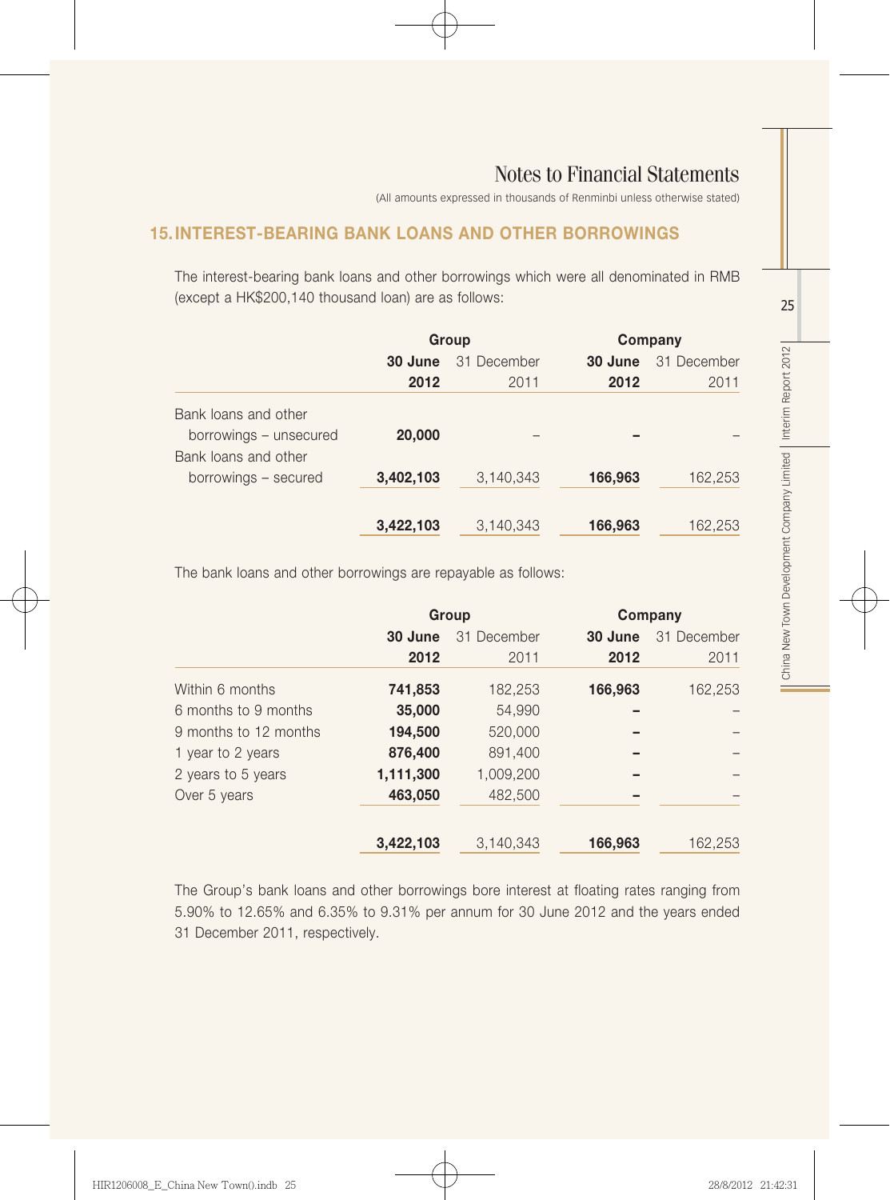# Notes to Financial Statements

(All amounts expressed in thousands of Renminbi unless otherwise stated)

## 15. INTEREST-BEARING BANK LOANS AND OTHER BORROWINGS

The interest-bearing bank loans and other borrowings which were all denominated in RMB (except a HK$200,140 thousand loan) are as follows:

| | Group | | Company | |
|---|---|---|---|---|
| | **30 June 2012** | 31 December 2011 | **30 June 2012** | 31 December 2011 |
| Bank loans and other borrowings – unsecured | **20,000** | – | **–** | – |
| Bank loans and other borrowings – secured | **3,402,103** | 3,140,343 | **166,963** | 162,253 |
| | **3,422,103** | 3,140,343 | **166,963** | 162,253 |

The bank loans and other borrowings are repayable as follows:

| | Group | | Company | |
|---|---|---|---|---|
| | **30 June 2012** | 31 December 2011 | **30 June 2012** | 31 December 2011 |
| Within 6 months | **741,853** | 182,253 | **166,963** | 162,253 |
| 6 months to 9 months | **35,000** | 54,990 | **–** | – |
| 9 months to 12 months | **194,500** | 520,000 | **–** | – |
| 1 year to 2 years | **876,400** | 891,400 | **–** | – |
| 2 years to 5 years | **1,111,300** | 1,009,200 | **–** | – |
| Over 5 years | **463,050** | 482,500 | **–** | – |
| | **3,422,103** | 3,140,343 | **166,963** | 162,253 |

The Group's bank loans and other borrowings bore interest at floating rates ranging from 5.90% to 12.65% and 6.35% to 9.31% per annum for 30 June 2012 and the years ended 31 December 2011, respectively.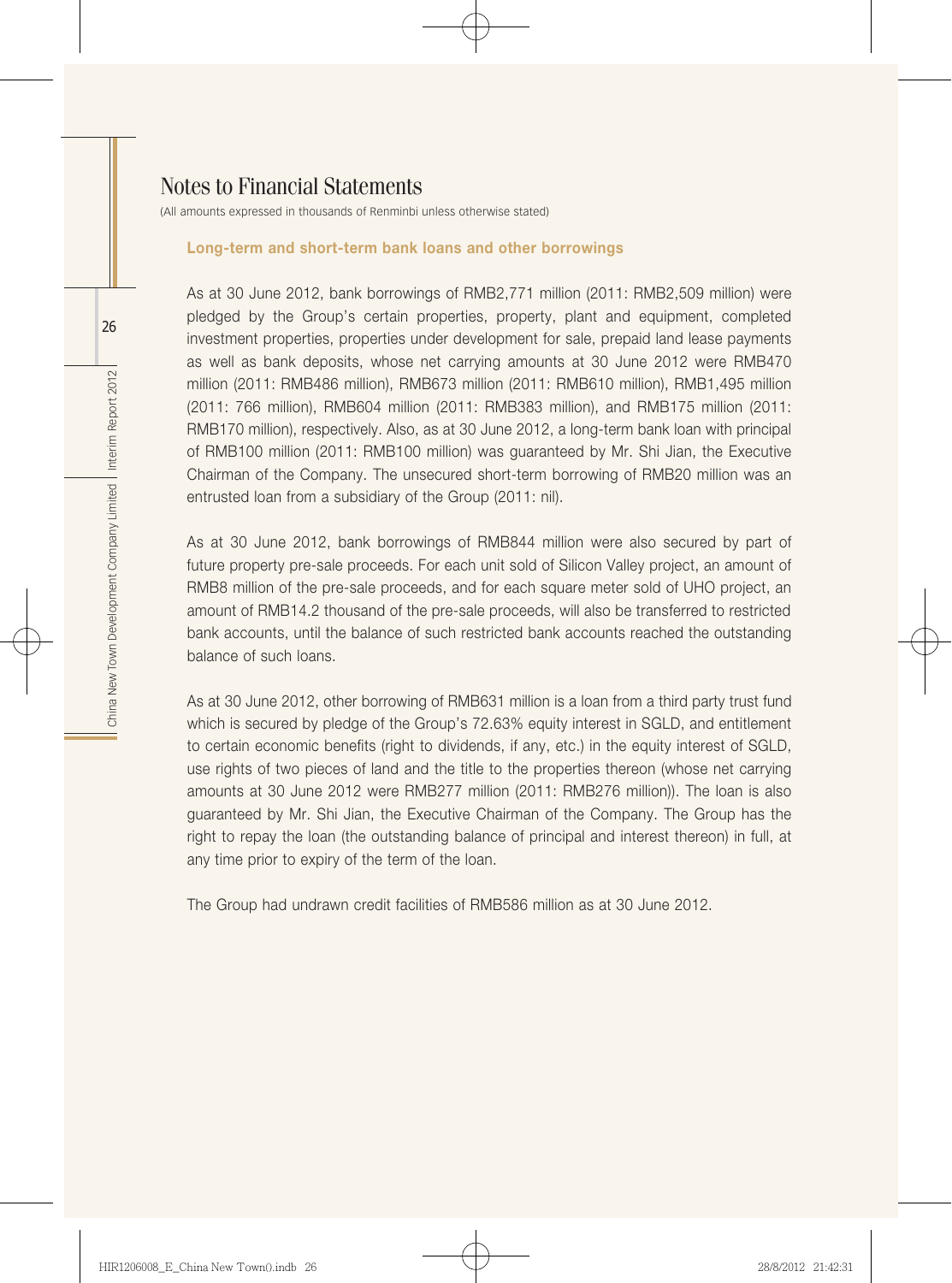# Notes to Financial Statements

(All amounts expressed in thousands of Renminbi unless otherwise stated)

### Long-term and short-term bank loans and other borrowings

As at 30 June 2012, bank borrowings of RMB2,771 million (2011: RMB2,509 million) were pledged by the Group's certain properties, property, plant and equipment, completed investment properties, properties under development for sale, prepaid land lease payments as well as bank deposits, whose net carrying amounts at 30 June 2012 were RMB470 million (2011: RMB486 million), RMB673 million (2011: RMB610 million), RMB1,495 million (2011: 766 million), RMB604 million (2011: RMB383 million), and RMB175 million (2011: RMB170 million), respectively. Also, as at 30 June 2012, a long-term bank loan with principal of RMB100 million (2011: RMB100 million) was guaranteed by Mr. Shi Jian, the Executive Chairman of the Company. The unsecured short-term borrowing of RMB20 million was an entrusted loan from a subsidiary of the Group (2011: nil).

As at 30 June 2012, bank borrowings of RMB844 million were also secured by part of future property pre-sale proceeds. For each unit sold of Silicon Valley project, an amount of RMB8 million of the pre-sale proceeds, and for each square meter sold of UHO project, an amount of RMB14.2 thousand of the pre-sale proceeds, will also be transferred to restricted bank accounts, until the balance of such restricted bank accounts reached the outstanding balance of such loans.

As at 30 June 2012, other borrowing of RMB631 million is a loan from a third party trust fund which is secured by pledge of the Group's 72.63% equity interest in SGLD, and entitlement to certain economic benefits (right to dividends, if any, etc.) in the equity interest of SGLD, use rights of two pieces of land and the title to the properties thereon (whose net carrying amounts at 30 June 2012 were RMB277 million (2011: RMB276 million)). The loan is also guaranteed by Mr. Shi Jian, the Executive Chairman of the Company. The Group has the right to repay the loan (the outstanding balance of principal and interest thereon) in full, at any time prior to expiry of the term of the loan.

The Group had undrawn credit facilities of RMB586 million as at 30 June 2012.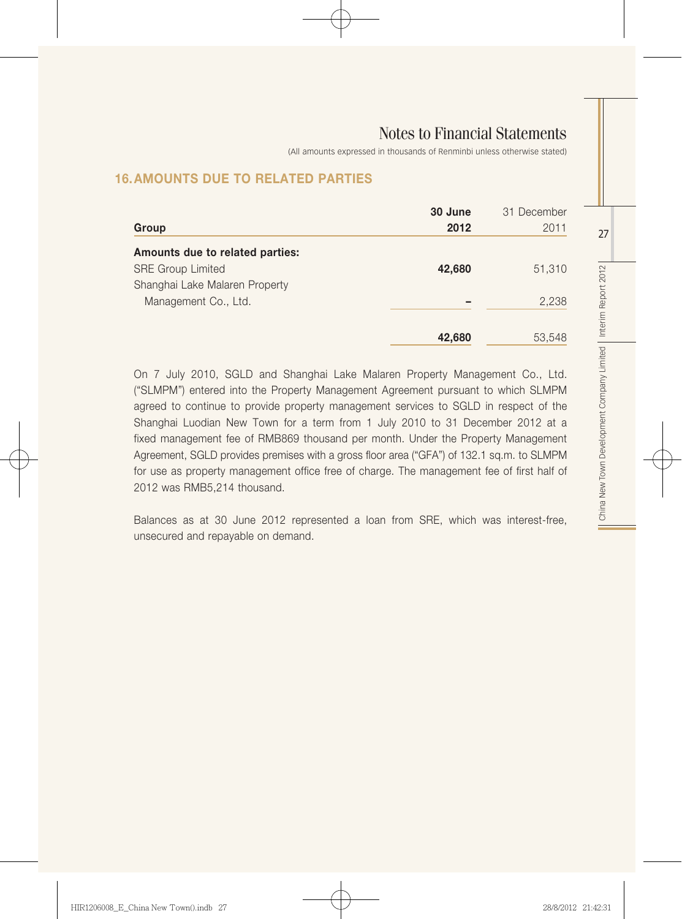# Notes to Financial Statements

(All amounts expressed in thousands of Renminbi unless otherwise stated)

## 16. AMOUNTS DUE TO RELATED PARTIES

| Group | **30 June 2012** | 31 December 2011 |
|---|---|---|
| **Amounts due to related parties:** | | |
| SRE Group Limited | **42,680** | 51,310 |
| Shanghai Lake Malaren Property Management Co., Ltd. | **–** | 2,238 |
| | **42,680** | 53,548 |

On 7 July 2010, SGLD and Shanghai Lake Malaren Property Management Co., Ltd. ("SLMPM") entered into the Property Management Agreement pursuant to which SLMPM agreed to continue to provide property management services to SGLD in respect of the Shanghai Luodian New Town for a term from 1 July 2010 to 31 December 2012 at a fixed management fee of RMB869 thousand per month. Under the Property Management Agreement, SGLD provides premises with a gross floor area ("GFA") of 132.1 sq.m. to SLMPM for use as property management office free of charge. The management fee of first half of 2012 was RMB5,214 thousand.

Balances as at 30 June 2012 represented a loan from SRE, which was interest-free, unsecured and repayable on demand.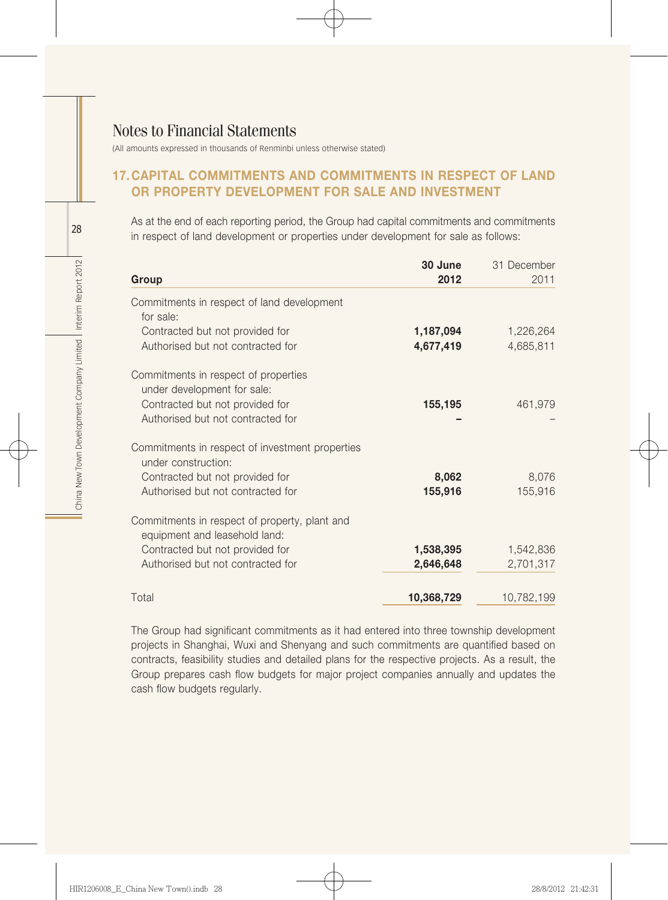# Notes to Financial Statements

(All amounts expressed in thousands of Renminbi unless otherwise stated)

## 17. CAPITAL COMMITMENTS AND COMMITMENTS IN RESPECT OF LAND OR PROPERTY DEVELOPMENT FOR SALE AND INVESTMENT

As at the end of each reporting period, the Group had capital commitments and commitments in respect of land development or properties under development for sale as follows:

| Group | 30 June 2012 | 31 December 2011 |
|---|---|---|
| Commitments in respect of land development for sale: | | |
| Contracted but not provided for | **1,187,094** | 1,226,264 |
| Authorised but not contracted for | **4,677,419** | 4,685,811 |
| Commitments in respect of properties under development for sale: | | |
| Contracted but not provided for | **155,195** | 461,979 |
| Authorised but not contracted for | **–** | – |
| Commitments in respect of investment properties under construction: | | |
| Contracted but not provided for | **8,062** | 8,076 |
| Authorised but not contracted for | **155,916** | 155,916 |
| Commitments in respect of property, plant and equipment and leasehold land: | | |
| Contracted but not provided for | **1,538,395** | 1,542,836 |
| Authorised but not contracted for | **2,646,648** | 2,701,317 |
| Total | **10,368,729** | 10,782,199 |

The Group had significant commitments as it had entered into three township development projects in Shanghai, Wuxi and Shenyang and such commitments are quantified based on contracts, feasibility studies and detailed plans for the respective projects. As a result, the Group prepares cash flow budgets for major project companies annually and updates the cash flow budgets regularly.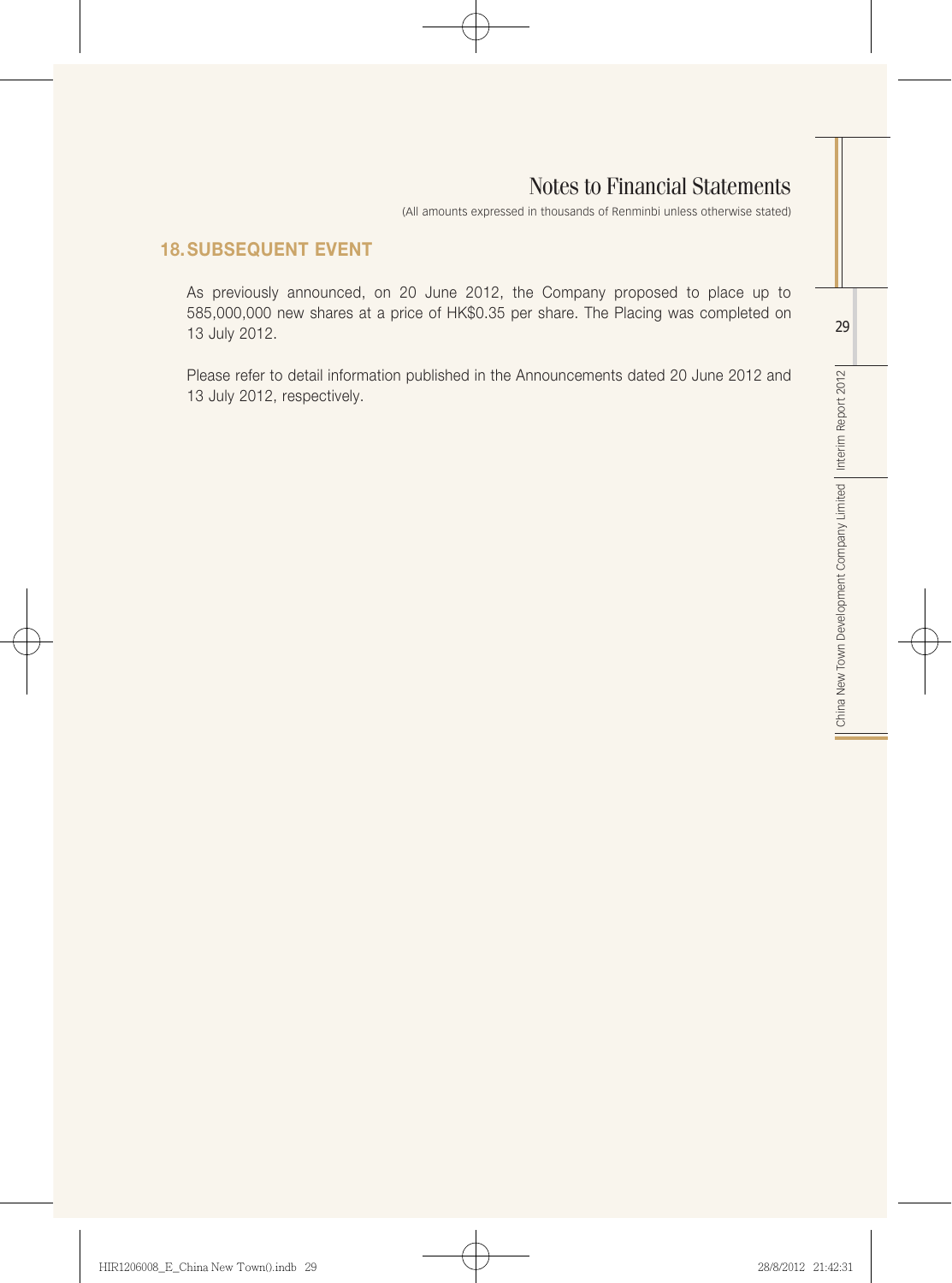## 18. SUBSEQUENT EVENT

As previously announced, on 20 June 2012, the Company proposed to place up to 585,000,000 new shares at a price of HK$0.35 per share. The Placing was completed on 13 July 2012.

Please refer to detail information published in the Announcements dated 20 June 2012 and 13 July 2012, respectively.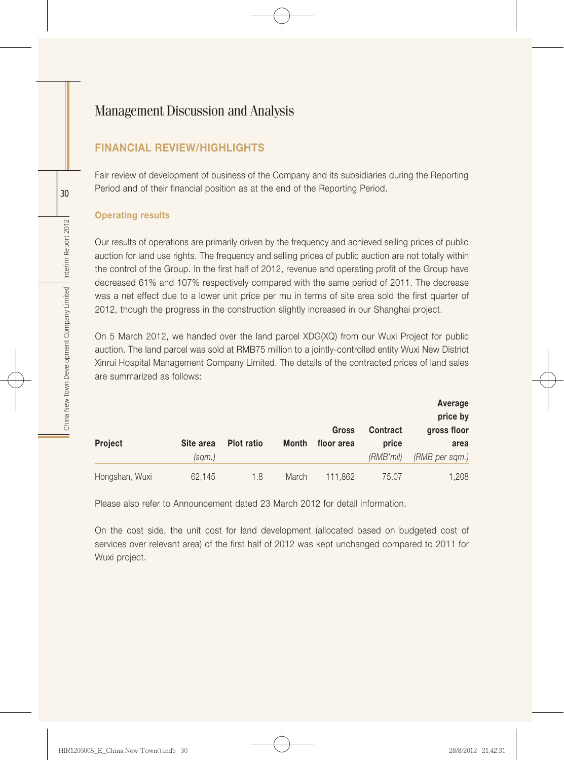# Management Discussion and Analysis

## FINANCIAL REVIEW/HIGHLIGHTS

Fair review of development of business of the Company and its subsidiaries during the Reporting Period and of their financial position as at the end of the Reporting Period.

### Operating results

Our results of operations are primarily driven by the frequency and achieved selling prices of public auction for land use rights. The frequency and selling prices of public auction are not totally within the control of the Group. In the first half of 2012, revenue and operating profit of the Group have decreased 61% and 107% respectively compared with the same period of 2011. The decrease was a net effect due to a lower unit price per mu in terms of site area sold the first quarter of 2012, though the progress in the construction slightly increased in our Shanghai project.

On 5 March 2012, we handed over the land parcel XDG(XQ) from our Wuxi Project for public auction. The land parcel was sold at RMB75 million to a jointly-controlled entity Wuxi New District Xinrui Hospital Management Company Limited. The details of the contracted prices of land sales are summarized as follows:

| Project | Site area | Plot ratio | Month | Gross floor area | Contract price | Average price by gross floor area |
|---|---|---|---|---|---|---|
| | *(sqm.)* | | | | *(RMB'mil)* | *(RMB per sqm.)* |
| Hongshan, Wuxi | 62,145 | 1.8 | March | 111,862 | 75.07 | 1,208 |

Please also refer to Announcement dated 23 March 2012 for detail information.

On the cost side, the unit cost for land development (allocated based on budgeted cost of services over relevant area) of the first half of 2012 was kept unchanged compared to 2011 for Wuxi project.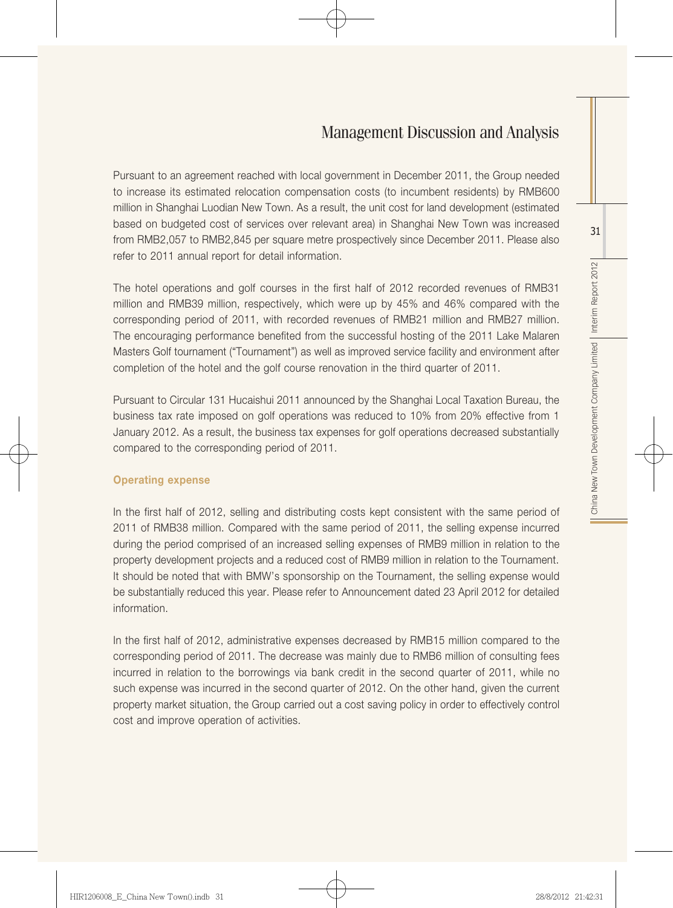Pursuant to an agreement reached with local government in December 2011, the Group needed to increase its estimated relocation compensation costs (to incumbent residents) by RMB600 million in Shanghai Luodian New Town. As a result, the unit cost for land development (estimated based on budgeted cost of services over relevant area) in Shanghai New Town was increased from RMB2,057 to RMB2,845 per square metre prospectively since December 2011. Please also refer to 2011 annual report for detail information.

The hotel operations and golf courses in the first half of 2012 recorded revenues of RMB31 million and RMB39 million, respectively, which were up by 45% and 46% compared with the corresponding period of 2011, with recorded revenues of RMB21 million and RMB27 million. The encouraging performance benefited from the successful hosting of the 2011 Lake Malaren Masters Golf tournament ("Tournament") as well as improved service facility and environment after completion of the hotel and the golf course renovation in the third quarter of 2011.

Pursuant to Circular 131 Hucaishui 2011 announced by the Shanghai Local Taxation Bureau, the business tax rate imposed on golf operations was reduced to 10% from 20% effective from 1 January 2012. As a result, the business tax expenses for golf operations decreased substantially compared to the corresponding period of 2011.

### Operating expense

In the first half of 2012, selling and distributing costs kept consistent with the same period of 2011 of RMB38 million. Compared with the same period of 2011, the selling expense incurred during the period comprised of an increased selling expenses of RMB9 million in relation to the property development projects and a reduced cost of RMB9 million in relation to the Tournament. It should be noted that with BMW's sponsorship on the Tournament, the selling expense would be substantially reduced this year. Please refer to Announcement dated 23 April 2012 for detailed information.

In the first half of 2012, administrative expenses decreased by RMB15 million compared to the corresponding period of 2011. The decrease was mainly due to RMB6 million of consulting fees incurred in relation to the borrowings via bank credit in the second quarter of 2011, while no such expense was incurred in the second quarter of 2012. On the other hand, given the current property market situation, the Group carried out a cost saving policy in order to effectively control cost and improve operation of activities.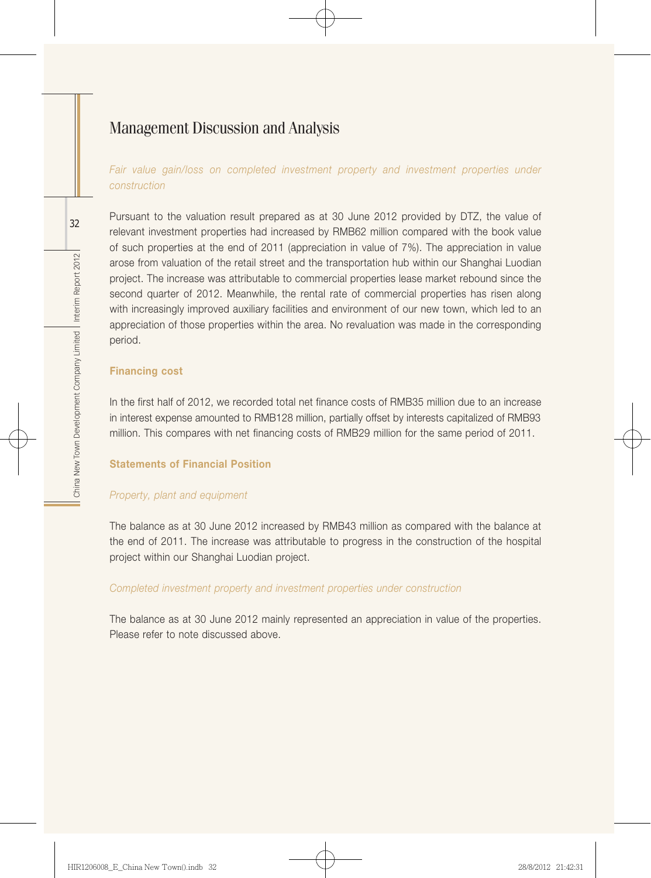# Management Discussion and Analysis

*Fair value gain/loss on completed investment property and investment properties under construction*

Pursuant to the valuation result prepared as at 30 June 2012 provided by DTZ, the value of relevant investment properties had increased by RMB62 million compared with the book value of such properties at the end of 2011 (appreciation in value of 7%). The appreciation in value arose from valuation of the retail street and the transportation hub within our Shanghai Luodian project. The increase was attributable to commercial properties lease market rebound since the second quarter of 2012. Meanwhile, the rental rate of commercial properties has risen along with increasingly improved auxiliary facilities and environment of our new town, which led to an appreciation of those properties within the area. No revaluation was made in the corresponding period.

**Financing cost**

In the first half of 2012, we recorded total net finance costs of RMB35 million due to an increase in interest expense amounted to RMB128 million, partially offset by interests capitalized of RMB93 million. This compares with net financing costs of RMB29 million for the same period of 2011.

**Statements of Financial Position**

*Property, plant and equipment*

The balance as at 30 June 2012 increased by RMB43 million as compared with the balance at the end of 2011. The increase was attributable to progress in the construction of the hospital project within our Shanghai Luodian project.

*Completed investment property and investment properties under construction*

The balance as at 30 June 2012 mainly represented an appreciation in value of the properties. Please refer to note discussed above.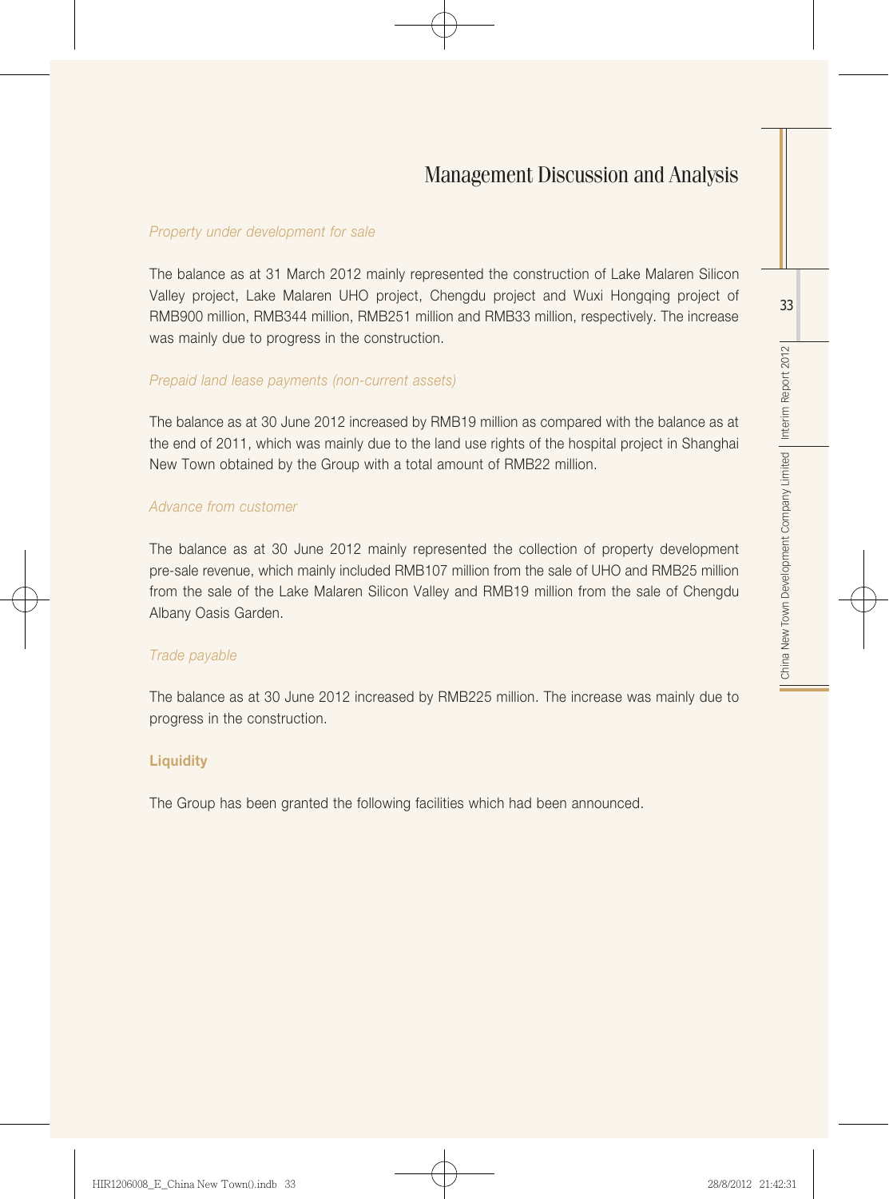*Property under development for sale*

The balance as at 31 March 2012 mainly represented the construction of Lake Malaren Silicon Valley project, Lake Malaren UHO project, Chengdu project and Wuxi Hongqing project of RMB900 million, RMB344 million, RMB251 million and RMB33 million, respectively. The increase was mainly due to progress in the construction.

*Prepaid land lease payments (non-current assets)*

The balance as at 30 June 2012 increased by RMB19 million as compared with the balance as at the end of 2011, which was mainly due to the land use rights of the hospital project in Shanghai New Town obtained by the Group with a total amount of RMB22 million.

*Advance from customer*

The balance as at 30 June 2012 mainly represented the collection of property development pre-sale revenue, which mainly included RMB107 million from the sale of UHO and RMB25 million from the sale of the Lake Malaren Silicon Valley and RMB19 million from the sale of Chengdu Albany Oasis Garden.

*Trade payable*

The balance as at 30 June 2012 increased by RMB225 million. The increase was mainly due to progress in the construction.

**Liquidity**

The Group has been granted the following facilities which had been announced.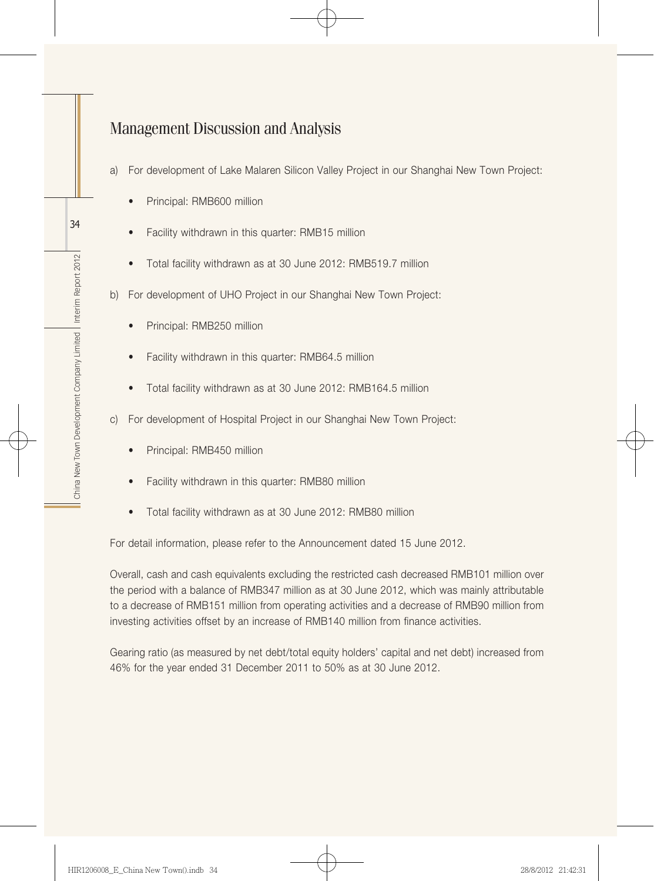# Management Discussion and Analysis

a) For development of Lake Malaren Silicon Valley Project in our Shanghai New Town Project:

- Principal: RMB600 million
- Facility withdrawn in this quarter: RMB15 million
- Total facility withdrawn as at 30 June 2012: RMB519.7 million

b) For development of UHO Project in our Shanghai New Town Project:

- Principal: RMB250 million
- Facility withdrawn in this quarter: RMB64.5 million
- Total facility withdrawn as at 30 June 2012: RMB164.5 million

c) For development of Hospital Project in our Shanghai New Town Project:

- Principal: RMB450 million
- Facility withdrawn in this quarter: RMB80 million
- Total facility withdrawn as at 30 June 2012: RMB80 million

For detail information, please refer to the Announcement dated 15 June 2012.

Overall, cash and cash equivalents excluding the restricted cash decreased RMB101 million over the period with a balance of RMB347 million as at 30 June 2012, which was mainly attributable to a decrease of RMB151 million from operating activities and a decrease of RMB90 million from investing activities offset by an increase of RMB140 million from finance activities.

Gearing ratio (as measured by net debt/total equity holders' capital and net debt) increased from 46% for the year ended 31 December 2011 to 50% as at 30 June 2012.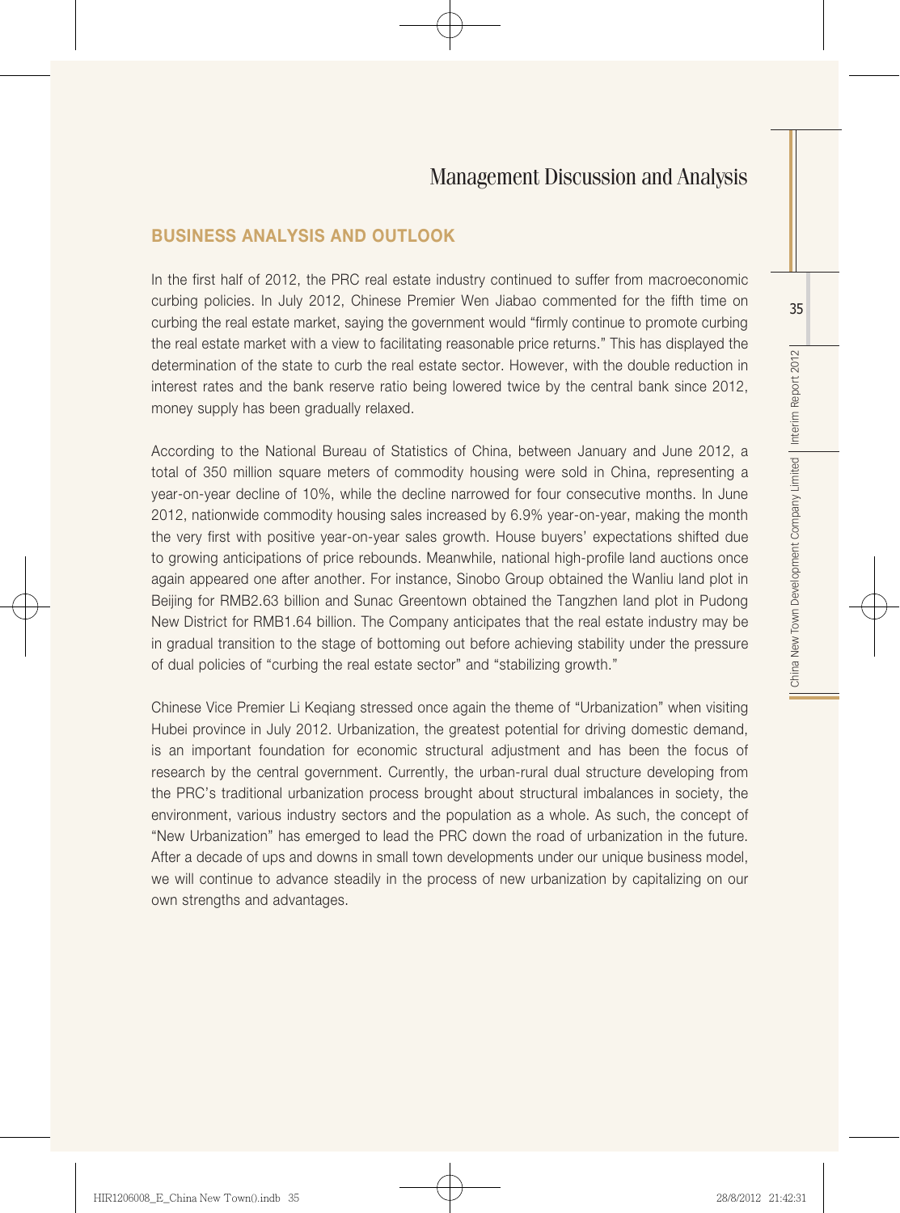# Management Discussion and Analysis

## BUSINESS ANALYSIS AND OUTLOOK

In the first half of 2012, the PRC real estate industry continued to suffer from macroeconomic curbing policies. In July 2012, Chinese Premier Wen Jiabao commented for the fifth time on curbing the real estate market, saying the government would "firmly continue to promote curbing the real estate market with a view to facilitating reasonable price returns." This has displayed the determination of the state to curb the real estate sector. However, with the double reduction in interest rates and the bank reserve ratio being lowered twice by the central bank since 2012, money supply has been gradually relaxed.

According to the National Bureau of Statistics of China, between January and June 2012, a total of 350 million square meters of commodity housing were sold in China, representing a year-on-year decline of 10%, while the decline narrowed for four consecutive months. In June 2012, nationwide commodity housing sales increased by 6.9% year-on-year, making the month the very first with positive year-on-year sales growth. House buyers' expectations shifted due to growing anticipations of price rebounds. Meanwhile, national high-profile land auctions once again appeared one after another. For instance, Sinobo Group obtained the Wanliu land plot in Beijing for RMB2.63 billion and Sunac Greentown obtained the Tangzhen land plot in Pudong New District for RMB1.64 billion. The Company anticipates that the real estate industry may be in gradual transition to the stage of bottoming out before achieving stability under the pressure of dual policies of "curbing the real estate sector" and "stabilizing growth."

Chinese Vice Premier Li Keqiang stressed once again the theme of "Urbanization" when visiting Hubei province in July 2012. Urbanization, the greatest potential for driving domestic demand, is an important foundation for economic structural adjustment and has been the focus of research by the central government. Currently, the urban-rural dual structure developing from the PRC's traditional urbanization process brought about structural imbalances in society, the environment, various industry sectors and the population as a whole. As such, the concept of "New Urbanization" has emerged to lead the PRC down the road of urbanization in the future. After a decade of ups and downs in small town developments under our unique business model, we will continue to advance steadily in the process of new urbanization by capitalizing on our own strengths and advantages.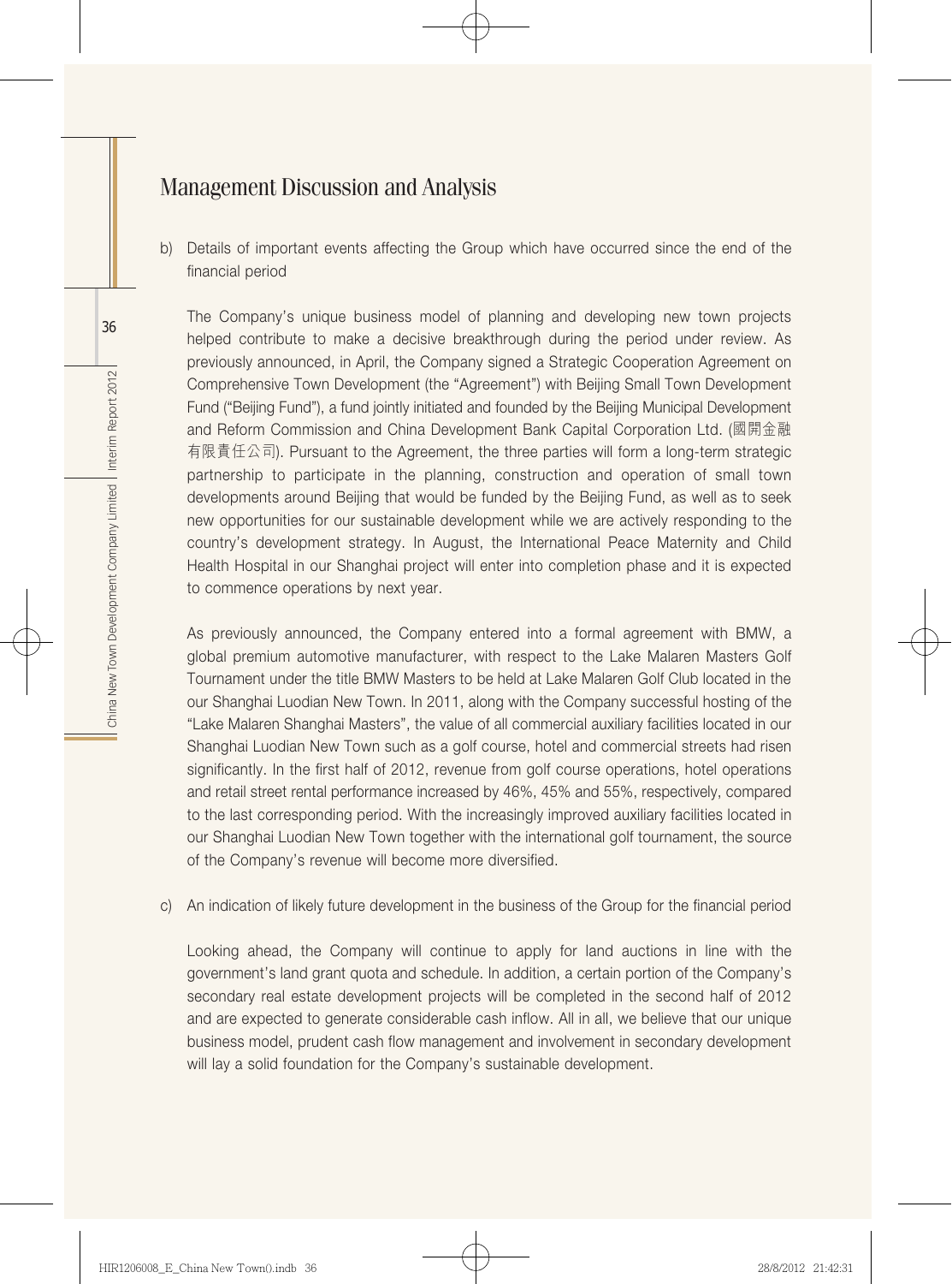# Management Discussion and Analysis

b) Details of important events affecting the Group which have occurred since the end of the financial period

The Company's unique business model of planning and developing new town projects helped contribute to make a decisive breakthrough during the period under review. As previously announced, in April, the Company signed a Strategic Cooperation Agreement on Comprehensive Town Development (the "Agreement") with Beijing Small Town Development Fund ("Beijing Fund"), a fund jointly initiated and founded by the Beijing Municipal Development and Reform Commission and China Development Bank Capital Corporation Ltd. (國開金融有限責任公司). Pursuant to the Agreement, the three parties will form a long-term strategic partnership to participate in the planning, construction and operation of small town developments around Beijing that would be funded by the Beijing Fund, as well as to seek new opportunities for our sustainable development while we are actively responding to the country's development strategy. In August, the International Peace Maternity and Child Health Hospital in our Shanghai project will enter into completion phase and it is expected to commence operations by next year.

As previously announced, the Company entered into a formal agreement with BMW, a global premium automotive manufacturer, with respect to the Lake Malaren Masters Golf Tournament under the title BMW Masters to be held at Lake Malaren Golf Club located in the our Shanghai Luodian New Town. In 2011, along with the Company successful hosting of the "Lake Malaren Shanghai Masters", the value of all commercial auxiliary facilities located in our Shanghai Luodian New Town such as a golf course, hotel and commercial streets had risen significantly. In the first half of 2012, revenue from golf course operations, hotel operations and retail street rental performance increased by 46%, 45% and 55%, respectively, compared to the last corresponding period. With the increasingly improved auxiliary facilities located in our Shanghai Luodian New Town together with the international golf tournament, the source of the Company's revenue will become more diversified.

c) An indication of likely future development in the business of the Group for the financial period

Looking ahead, the Company will continue to apply for land auctions in line with the government's land grant quota and schedule. In addition, a certain portion of the Company's secondary real estate development projects will be completed in the second half of 2012 and are expected to generate considerable cash inflow. All in all, we believe that our unique business model, prudent cash flow management and involvement in secondary development will lay a solid foundation for the Company's sustainable development.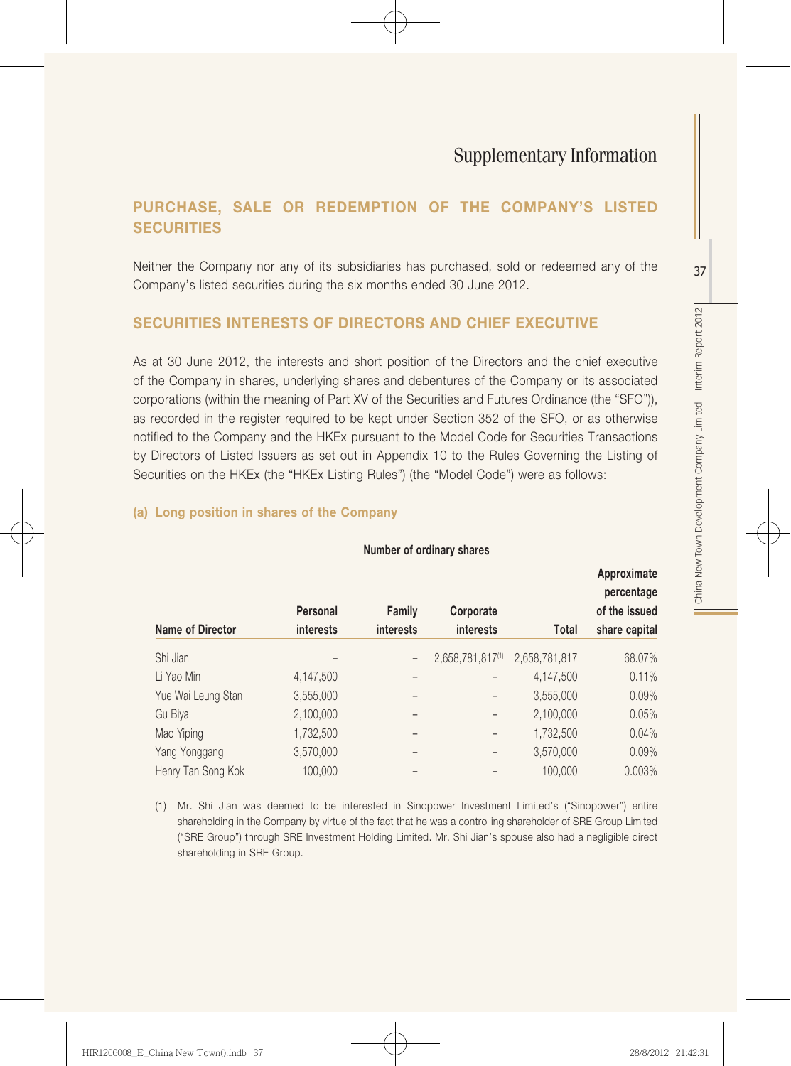# Supplementary Information

## PURCHASE, SALE OR REDEMPTION OF THE COMPANY'S LISTED SECURITIES

Neither the Company nor any of its subsidiaries has purchased, sold or redeemed any of the Company's listed securities during the six months ended 30 June 2012.

## SECURITIES INTERESTS OF DIRECTORS AND CHIEF EXECUTIVE

As at 30 June 2012, the interests and short position of the Directors and the chief executive of the Company in shares, underlying shares and debentures of the Company or its associated corporations (within the meaning of Part XV of the Securities and Futures Ordinance (the "SFO")), as recorded in the register required to be kept under Section 352 of the SFO, or as otherwise notified to the Company and the HKEx pursuant to the Model Code for Securities Transactions by Directors of Listed Issuers as set out in Appendix 10 to the Rules Governing the Listing of Securities on the HKEx (the "HKEx Listing Rules") (the "Model Code") were as follows:

### (a) Long position in shares of the Company

| | Number of ordinary shares | | | | |
|---|---|---|---|---|---|
| **Name of Director** | **Personal interests** | **Family interests** | **Corporate interests** | **Total** | **Approximate percentage of the issued share capital** |
| Shi Jian | – | – | 2,658,781,817[(1)] | 2,658,781,817 | 68.07% |
| Li Yao Min | 4,147,500 | – | – | 4,147,500 | 0.11% |
| Yue Wai Leung Stan | 3,555,000 | – | – | 3,555,000 | 0.09% |
| Gu Biya | 2,100,000 | – | – | 2,100,000 | 0.05% |
| Mao Yiping | 1,732,500 | – | – | 1,732,500 | 0.04% |
| Yang Yonggang | 3,570,000 | – | – | 3,570,000 | 0.09% |
| Henry Tan Song Kok | 100,000 | – | – | 100,000 | 0.003% |

(1) Mr. Shi Jian was deemed to be interested in Sinopower Investment Limited's ("Sinopower") entire shareholding in the Company by virtue of the fact that he was a controlling shareholder of SRE Group Limited ("SRE Group") through SRE Investment Holding Limited. Mr. Shi Jian's spouse also had a negligible direct shareholding in SRE Group.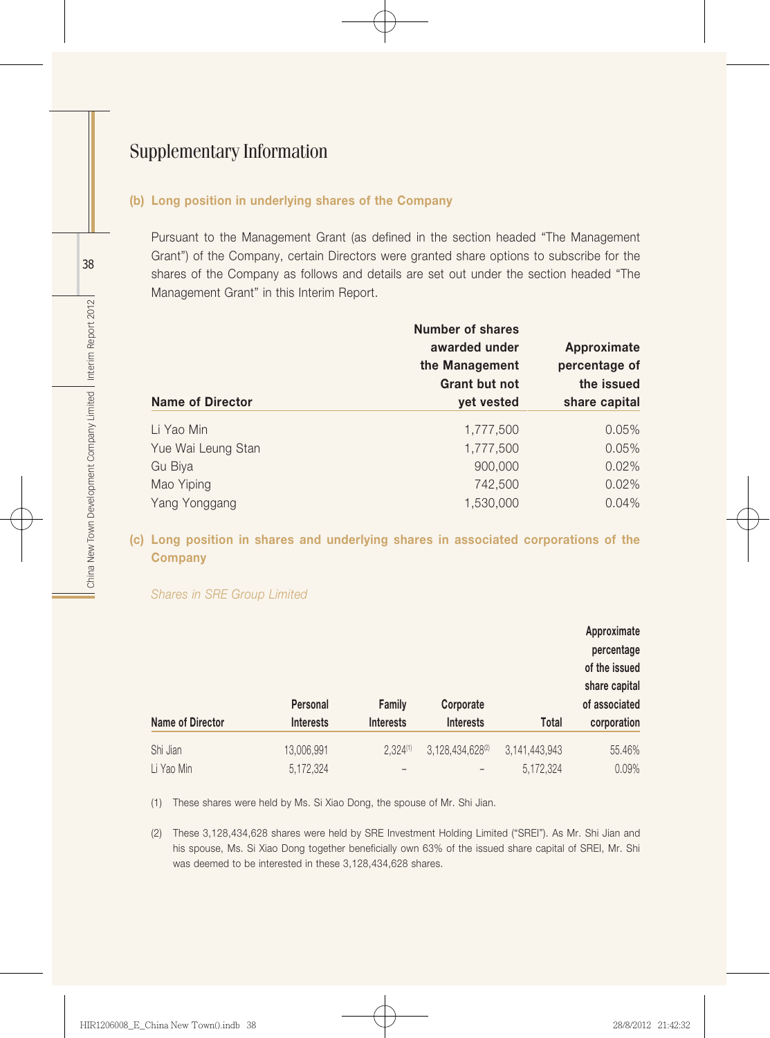# Supplementary Information

### (b) Long position in underlying shares of the Company

Pursuant to the Management Grant (as defined in the section headed "The Management Grant") of the Company, certain Directors were granted share options to subscribe for the shares of the Company as follows and details are set out under the section headed "The Management Grant" in this Interim Report.

| Name of Director | Number of shares awarded under the Management Grant but not yet vested | Approximate percentage of the issued share capital |
|---|---|---|
| Li Yao Min | 1,777,500 | 0.05% |
| Yue Wai Leung Stan | 1,777,500 | 0.05% |
| Gu Biya | 900,000 | 0.02% |
| Mao Yiping | 742,500 | 0.02% |
| Yang Yonggang | 1,530,000 | 0.04% |

### (c) Long position in shares and underlying shares in associated corporations of the Company

*Shares in SRE Group Limited*

| Name of Director | Personal Interests | Family Interests | Corporate Interests | Total | Approximate percentage of the issued share capital of associated corporation |
|---|---|---|---|---|---|
| Shi Jian | 13,006,991 | 2,324[(1)] | 3,128,434,628[(2)] | 3,141,443,943 | 55.46% |
| Li Yao Min | 5,172,324 | – | – | 5,172,324 | 0.09% |

(1) These shares were held by Ms. Si Xiao Dong, the spouse of Mr. Shi Jian.

(2) These 3,128,434,628 shares were held by SRE Investment Holding Limited ("SREI"). As Mr. Shi Jian and his spouse, Ms. Si Xiao Dong together beneficially own 63% of the issued share capital of SREI, Mr. Shi was deemed to be interested in these 3,128,434,628 shares.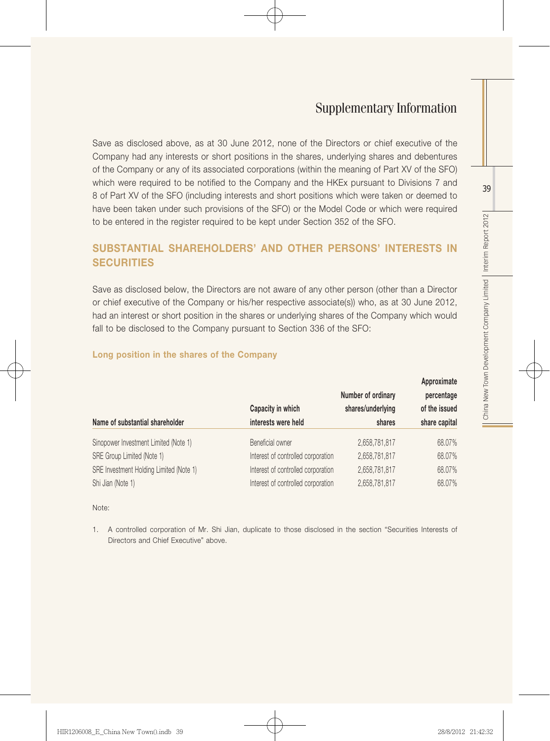# Supplementary Information

Save as disclosed above, as at 30 June 2012, none of the Directors or chief executive of the Company had any interests or short positions in the shares, underlying shares and debentures of the Company or any of its associated corporations (within the meaning of Part XV of the SFO) which were required to be notified to the Company and the HKEx pursuant to Divisions 7 and 8 of Part XV of the SFO (including interests and short positions which were taken or deemed to have been taken under such provisions of the SFO) or the Model Code or which were required to be entered in the register required to be kept under Section 352 of the SFO.

## SUBSTANTIAL SHAREHOLDERS' AND OTHER PERSONS' INTERESTS IN SECURITIES

Save as disclosed below, the Directors are not aware of any other person (other than a Director or chief executive of the Company or his/her respective associate(s)) who, as at 30 June 2012, had an interest or short position in the shares or underlying shares of the Company which would fall to be disclosed to the Company pursuant to Section 336 of the SFO:

### Long position in the shares of the Company

| Name of substantial shareholder | Capacity in which interests were held | Number of ordinary shares/underlying shares | Approximate percentage of the issued share capital |
|---|---|---|---|
| Sinopower Investment Limited (Note 1) | Beneficial owner | 2,658,781,817 | 68.07% |
| SRE Group Limited (Note 1) | Interest of controlled corporation | 2,658,781,817 | 68.07% |
| SRE Investment Holding Limited (Note 1) | Interest of controlled corporation | 2,658,781,817 | 68.07% |
| Shi Jian (Note 1) | Interest of controlled corporation | 2,658,781,817 | 68.07% |

Note:

1. A controlled corporation of Mr. Shi Jian, duplicate to those disclosed in the section "Securities Interests of Directors and Chief Executive" above.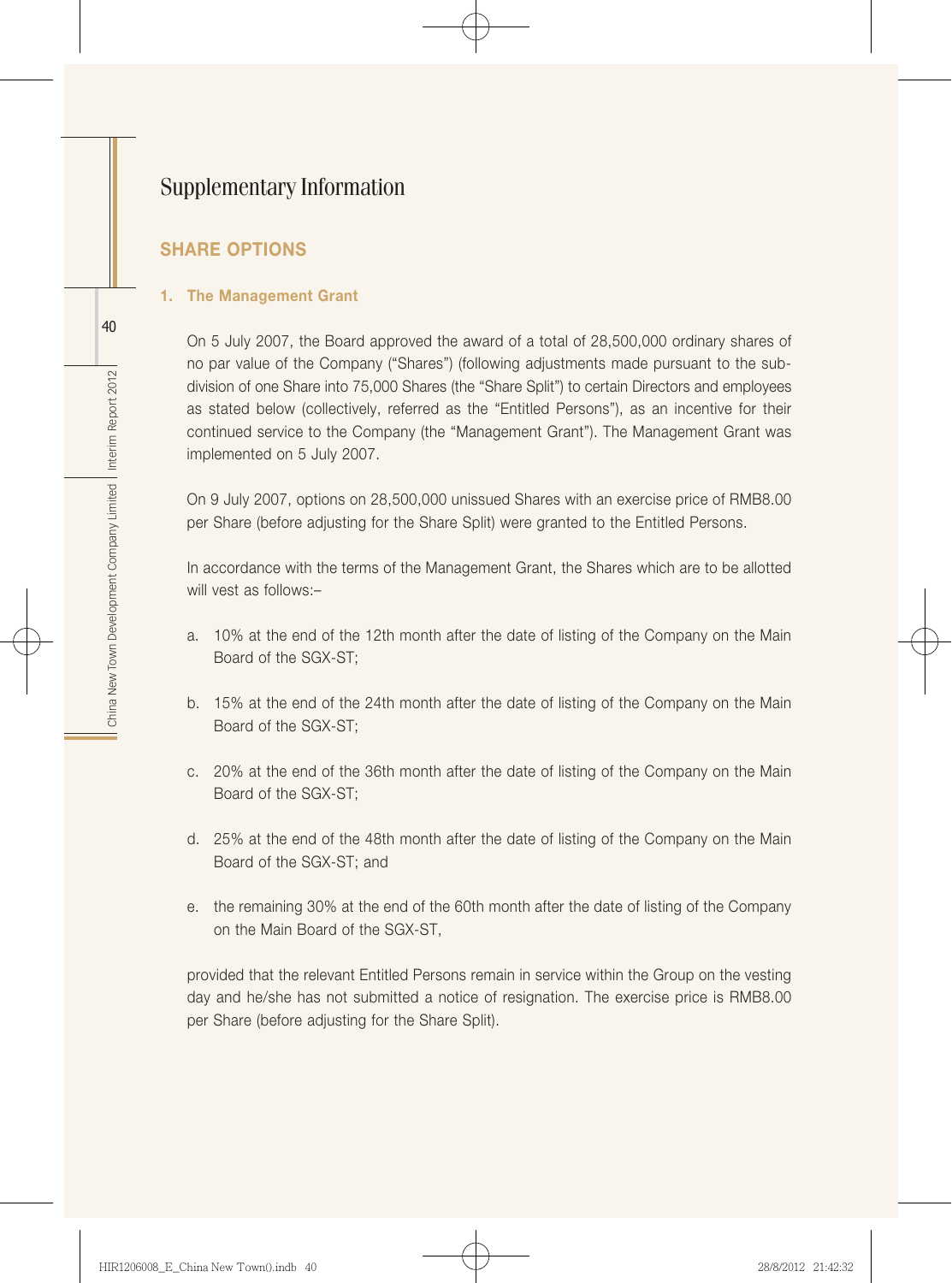# Supplementary Information

## SHARE OPTIONS

### 1. The Management Grant

On 5 July 2007, the Board approved the award of a total of 28,500,000 ordinary shares of no par value of the Company ("Shares") (following adjustments made pursuant to the sub-division of one Share into 75,000 Shares (the "Share Split") to certain Directors and employees as stated below (collectively, referred as the "Entitled Persons"), as an incentive for their continued service to the Company (the "Management Grant"). The Management Grant was implemented on 5 July 2007.

On 9 July 2007, options on 28,500,000 unissued Shares with an exercise price of RMB8.00 per Share (before adjusting for the Share Split) were granted to the Entitled Persons.

In accordance with the terms of the Management Grant, the Shares which are to be allotted will vest as follows:–

a. 10% at the end of the 12th month after the date of listing of the Company on the Main Board of the SGX-ST;

b. 15% at the end of the 24th month after the date of listing of the Company on the Main Board of the SGX-ST;

c. 20% at the end of the 36th month after the date of listing of the Company on the Main Board of the SGX-ST;

d. 25% at the end of the 48th month after the date of listing of the Company on the Main Board of the SGX-ST; and

e. the remaining 30% at the end of the 60th month after the date of listing of the Company on the Main Board of the SGX-ST,

provided that the relevant Entitled Persons remain in service within the Group on the vesting day and he/she has not submitted a notice of resignation. The exercise price is RMB8.00 per Share (before adjusting for the Share Split).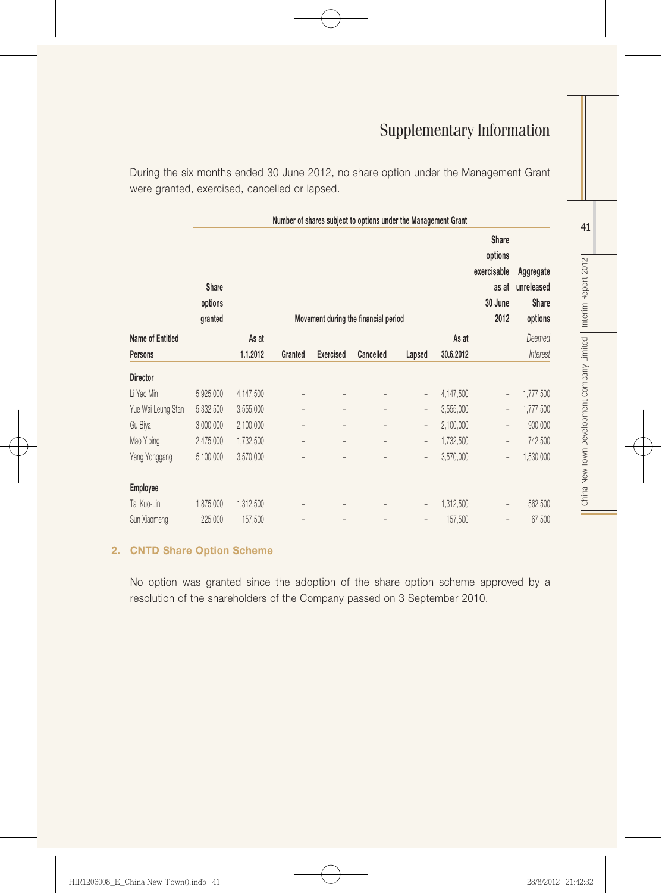# Supplementary Information

During the six months ended 30 June 2012, no share option under the Management Grant were granted, exercised, cancelled or lapsed.

| Name of Entitled Persons | Share options granted | Number of shares subject to options under the Management Grant | | | | | | Share options exercisable as at 30 June 2012 | Aggregate unreleased Share options |
|---|---|---|---|---|---|---|---|---|---|
| | | Movement during the financial period | | | | | | | |
| | | As at 1.1.2012 | Granted | Exercised | Cancelled | Lapsed | As at 30.6.2012 | | *Deemed Interest* |
| **Director** | | | | | | | | | |
| Li Yao Min | 5,925,000 | 4,147,500 | – | – | – | – | 4,147,500 | – | 1,777,500 |
| Yue Wai Leung Stan | 5,332,500 | 3,555,000 | – | – | – | – | 3,555,000 | – | 1,777,500 |
| Gu Biya | 3,000,000 | 2,100,000 | – | – | – | – | 2,100,000 | – | 900,000 |
| Mao Yiping | 2,475,000 | 1,732,500 | – | – | – | – | 1,732,500 | – | 742,500 |
| Yang Yonggang | 5,100,000 | 3,570,000 | – | – | – | – | 3,570,000 | – | 1,530,000 |
| **Employee** | | | | | | | | | |
| Tai Kuo-Lin | 1,875,000 | 1,312,500 | – | – | – | – | 1,312,500 | – | 562,500 |
| Sun Xiaomeng | 225,000 | 157,500 | – | – | – | – | 157,500 | – | 67,500 |

## 2. CNTD Share Option Scheme

No option was granted since the adoption of the share option scheme approved by a resolution of the shareholders of the Company passed on 3 September 2010.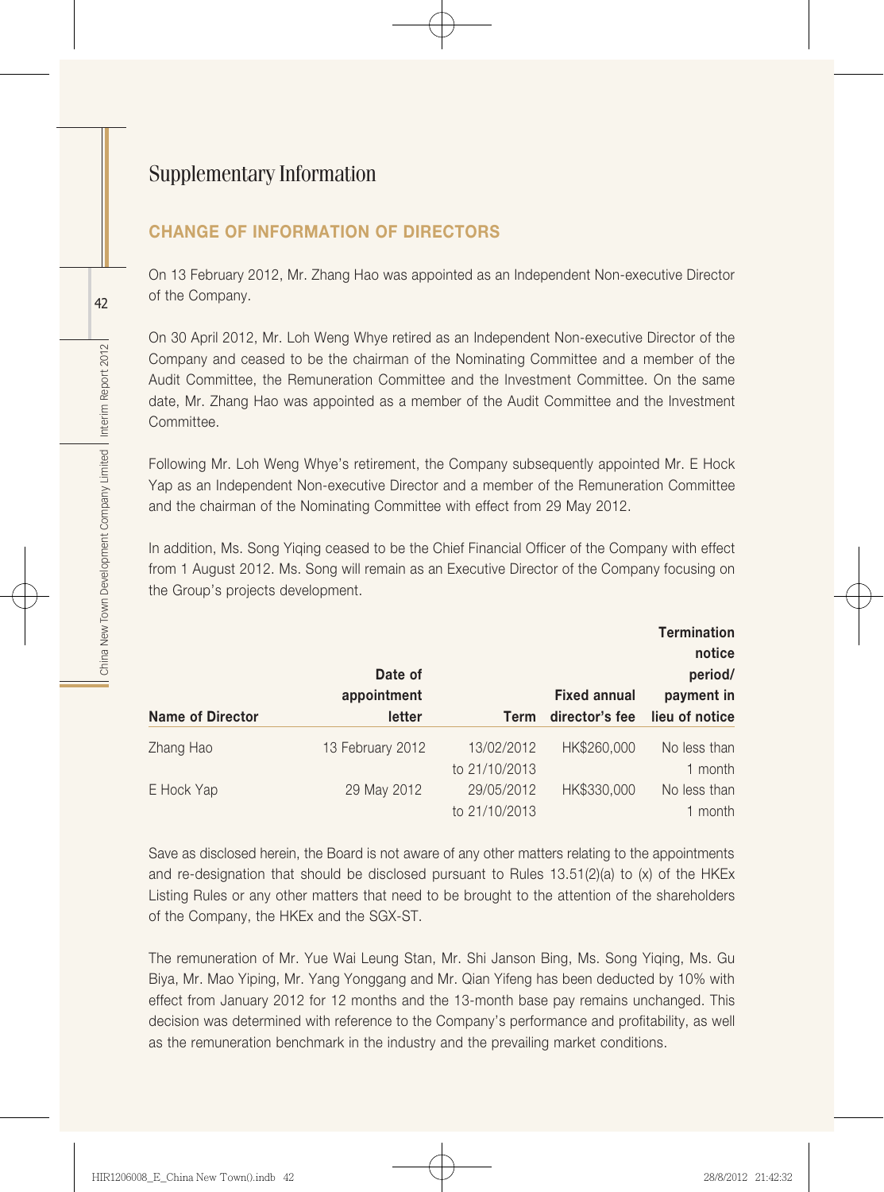# Supplementary Information

## CHANGE OF INFORMATION OF DIRECTORS

On 13 February 2012, Mr. Zhang Hao was appointed as an Independent Non-executive Director of the Company.

On 30 April 2012, Mr. Loh Weng Whye retired as an Independent Non-executive Director of the Company and ceased to be the chairman of the Nominating Committee and a member of the Audit Committee, the Remuneration Committee and the Investment Committee. On the same date, Mr. Zhang Hao was appointed as a member of the Audit Committee and the Investment Committee.

Following Mr. Loh Weng Whye's retirement, the Company subsequently appointed Mr. E Hock Yap as an Independent Non-executive Director and a member of the Remuneration Committee and the chairman of the Nominating Committee with effect from 29 May 2012.

In addition, Ms. Song Yiqing ceased to be the Chief Financial Officer of the Company with effect from 1 August 2012. Ms. Song will remain as an Executive Director of the Company focusing on the Group's projects development.

| Name of Director | Date of appointment letter | Term | Fixed annual director's fee | Termination notice period/ payment in lieu of notice |
|---|---|---|---|---|
| Zhang Hao | 13 February 2012 | 13/02/2012 to 21/10/2013 | HK$260,000 | No less than 1 month |
| E Hock Yap | 29 May 2012 | 29/05/2012 to 21/10/2013 | HK$330,000 | No less than 1 month |

Save as disclosed herein, the Board is not aware of any other matters relating to the appointments and re-designation that should be disclosed pursuant to Rules 13.51(2)(a) to (x) of the HKEx Listing Rules or any other matters that need to be brought to the attention of the shareholders of the Company, the HKEx and the SGX-ST.

The remuneration of Mr. Yue Wai Leung Stan, Mr. Shi Janson Bing, Ms. Song Yiqing, Ms. Gu Biya, Mr. Mao Yiping, Mr. Yang Yonggang and Mr. Qian Yifeng has been deducted by 10% with effect from January 2012 for 12 months and the 13-month base pay remains unchanged. This decision was determined with reference to the Company's performance and profitability, as well as the remuneration benchmark in the industry and the prevailing market conditions.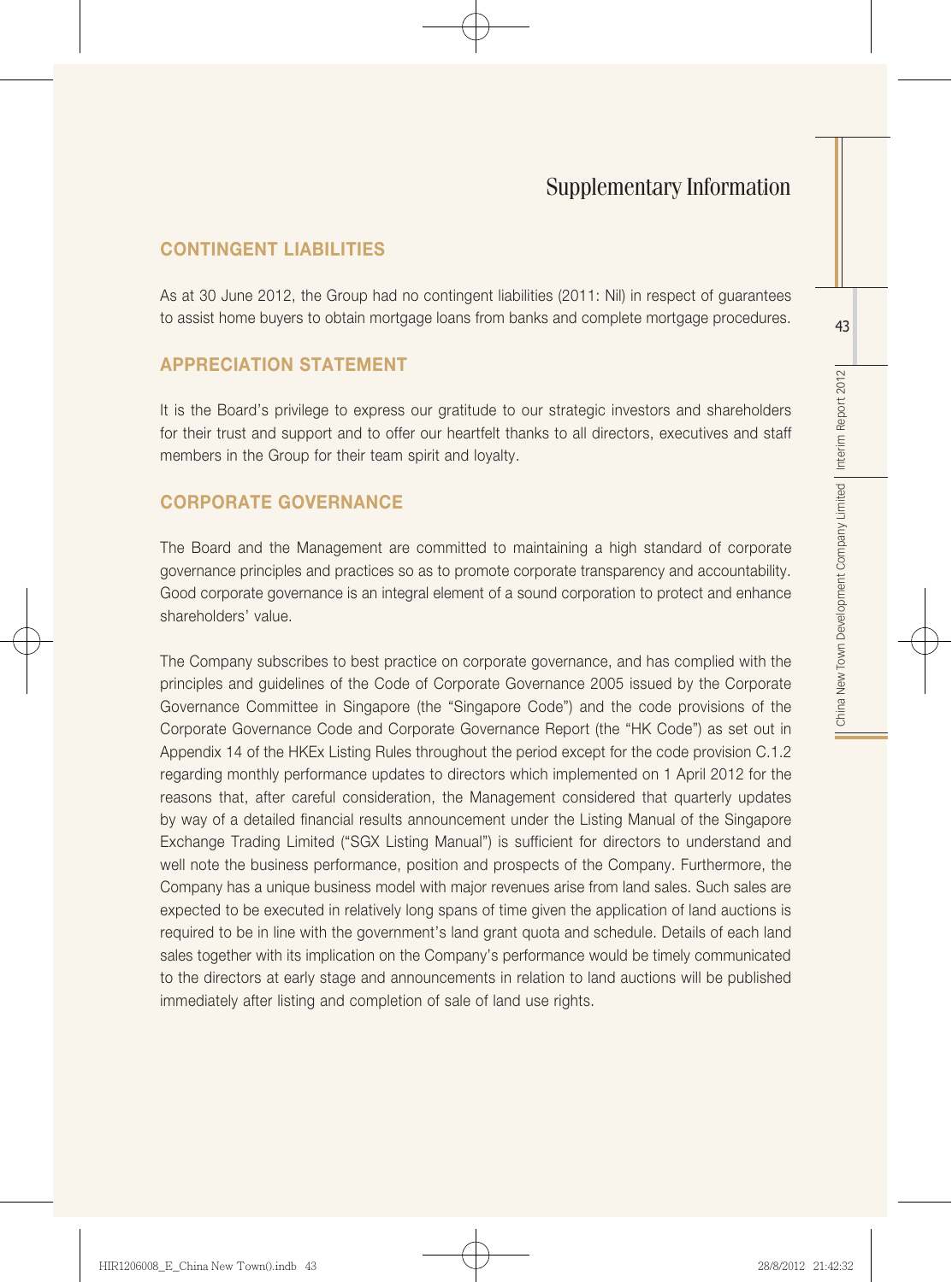# Supplementary Information

## CONTINGENT LIABILITIES

As at 30 June 2012, the Group had no contingent liabilities (2011: Nil) in respect of guarantees to assist home buyers to obtain mortgage loans from banks and complete mortgage procedures.

## APPRECIATION STATEMENT

It is the Board's privilege to express our gratitude to our strategic investors and shareholders for their trust and support and to offer our heartfelt thanks to all directors, executives and staff members in the Group for their team spirit and loyalty.

## CORPORATE GOVERNANCE

The Board and the Management are committed to maintaining a high standard of corporate governance principles and practices so as to promote corporate transparency and accountability. Good corporate governance is an integral element of a sound corporation to protect and enhance shareholders' value.

The Company subscribes to best practice on corporate governance, and has complied with the principles and guidelines of the Code of Corporate Governance 2005 issued by the Corporate Governance Committee in Singapore (the "Singapore Code") and the code provisions of the Corporate Governance Code and Corporate Governance Report (the "HK Code") as set out in Appendix 14 of the HKEx Listing Rules throughout the period except for the code provision C.1.2 regarding monthly performance updates to directors which implemented on 1 April 2012 for the reasons that, after careful consideration, the Management considered that quarterly updates by way of a detailed financial results announcement under the Listing Manual of the Singapore Exchange Trading Limited ("SGX Listing Manual") is sufficient for directors to understand and well note the business performance, position and prospects of the Company. Furthermore, the Company has a unique business model with major revenues arise from land sales. Such sales are expected to be executed in relatively long spans of time given the application of land auctions is required to be in line with the government's land grant quota and schedule. Details of each land sales together with its implication on the Company's performance would be timely communicated to the directors at early stage and announcements in relation to land auctions will be published immediately after listing and completion of sale of land use rights.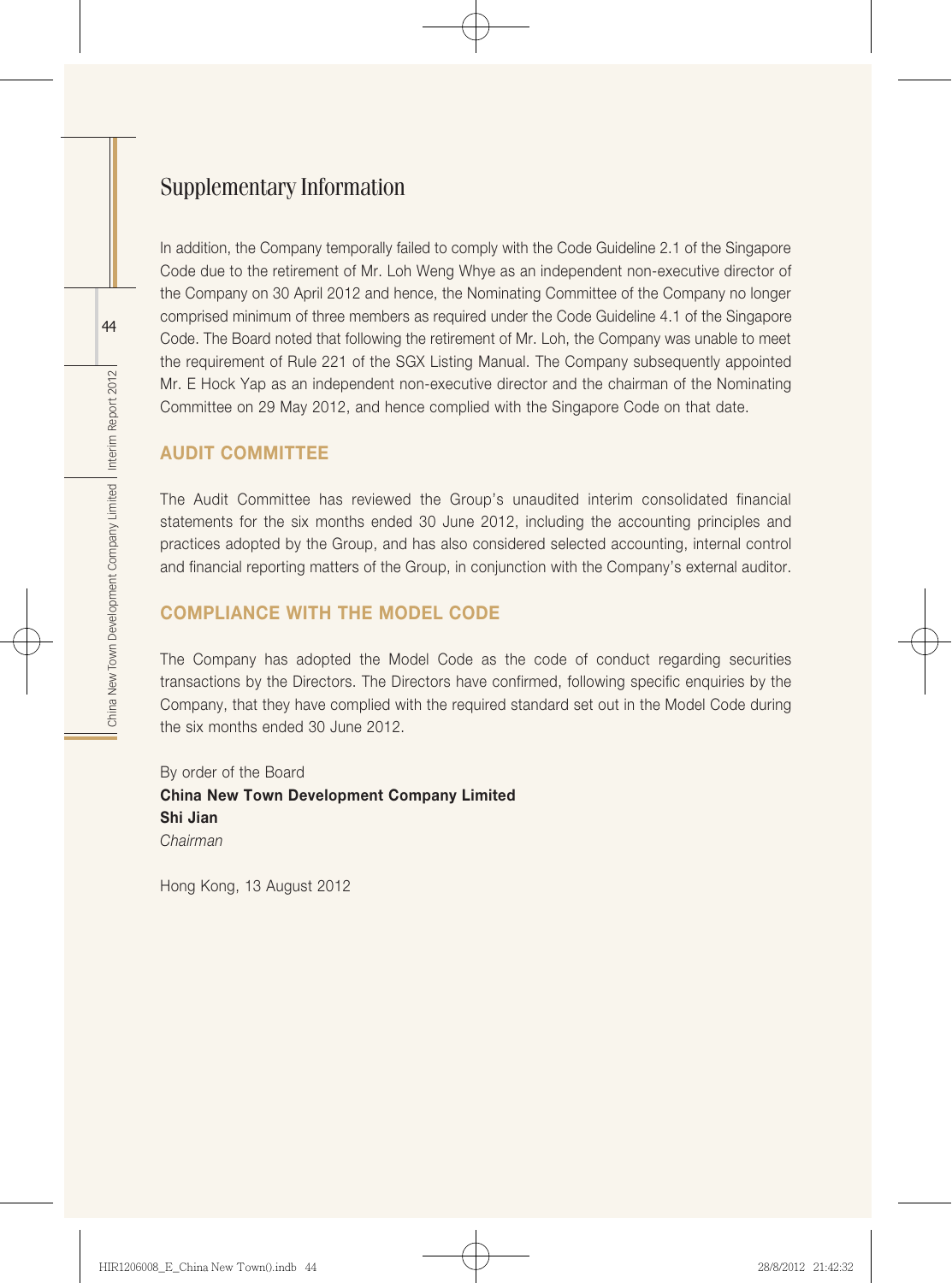# Supplementary Information

In addition, the Company temporally failed to comply with the Code Guideline 2.1 of the Singapore Code due to the retirement of Mr. Loh Weng Whye as an independent non-executive director of the Company on 30 April 2012 and hence, the Nominating Committee of the Company no longer comprised minimum of three members as required under the Code Guideline 4.1 of the Singapore Code. The Board noted that following the retirement of Mr. Loh, the Company was unable to meet the requirement of Rule 221 of the SGX Listing Manual. The Company subsequently appointed Mr. E Hock Yap as an independent non-executive director and the chairman of the Nominating Committee on 29 May 2012, and hence complied with the Singapore Code on that date.

## AUDIT COMMITTEE

The Audit Committee has reviewed the Group's unaudited interim consolidated financial statements for the six months ended 30 June 2012, including the accounting principles and practices adopted by the Group, and has also considered selected accounting, internal control and financial reporting matters of the Group, in conjunction with the Company's external auditor.

## COMPLIANCE WITH THE MODEL CODE

The Company has adopted the Model Code as the code of conduct regarding securities transactions by the Directors. The Directors have confirmed, following specific enquiries by the Company, that they have complied with the required standard set out in the Model Code during the six months ended 30 June 2012.

By order of the Board
**China New Town Development Company Limited**
**Shi Jian**
*Chairman*

Hong Kong, 13 August 2012